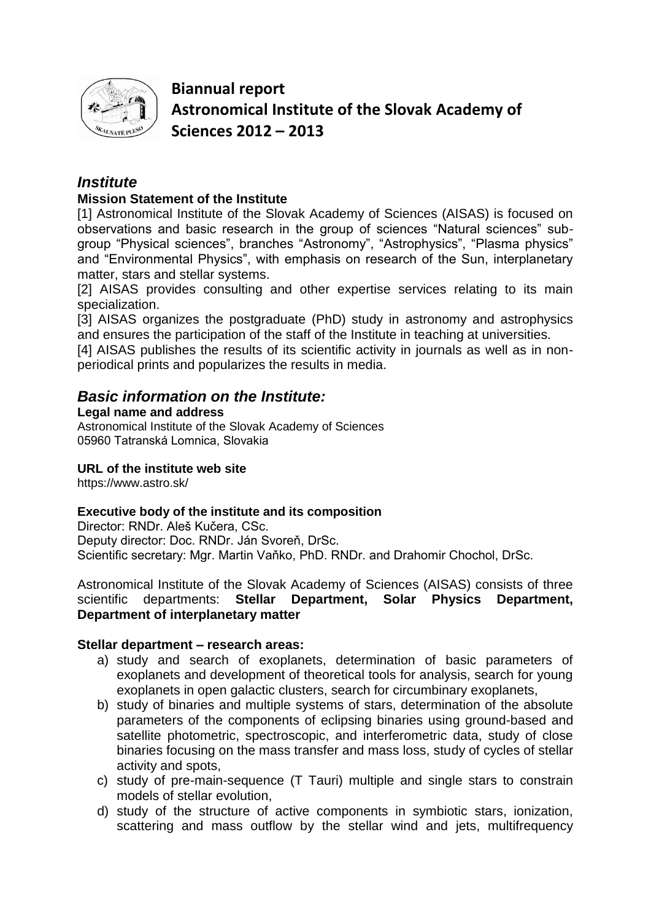# Biannual report
# Astronomical Institute of the Slovak Academy of Sciences 2012 – 2013

## *Institute*

### Mission Statement of the Institute

[1] Astronomical Institute of the Slovak Academy of Sciences (AISAS) is focused on observations and basic research in the group of sciences "Natural sciences" subgroup "Physical sciences", branches "Astronomy", "Astrophysics", "Plasma physics" and "Environmental Physics", with emphasis on research of the Sun, interplanetary matter, stars and stellar systems.

[2] AISAS provides consulting and other expertise services relating to its main specialization.

[3] AISAS organizes the postgraduate (PhD) study in astronomy and astrophysics and ensures the participation of the staff of the Institute in teaching at universities.

[4] AISAS publishes the results of its scientific activity in journals as well as in non-periodical prints and popularizes the results in media.

## *Basic information on the Institute:*

### Legal name and address

Astronomical Institute of the Slovak Academy of Sciences
05960 Tatranská Lomnica, Slovakia

### URL of the institute web site

https://www.astro.sk/

### Executive body of the institute and its composition

Director: RNDr. Aleš Kučera, CSc.
Deputy director: Doc. RNDr. Ján Svoreň, DrSc.
Scientific secretary: Mgr. Martin Vaňko, PhD. RNDr. and Drahomir Chochol, DrSc.

Astronomical Institute of the Slovak Academy of Sciences (AISAS) consists of three scientific departments: **Stellar Department, Solar Physics Department, Department of interplanetary matter**

### Stellar department – research areas:

a) study and search of exoplanets, determination of basic parameters of exoplanets and development of theoretical tools for analysis, search for young exoplanets in open galactic clusters, search for circumbinary exoplanets,
b) study of binaries and multiple systems of stars, determination of the absolute parameters of the components of eclipsing binaries using ground-based and satellite photometric, spectroscopic, and interferometric data, study of close binaries focusing on the mass transfer and mass loss, study of cycles of stellar activity and spots,
c) study of pre-main-sequence (T Tauri) multiple and single stars to constrain models of stellar evolution,
d) study of the structure of active components in symbiotic stars, ionization, scattering and mass outflow by the stellar wind and jets, multifrequency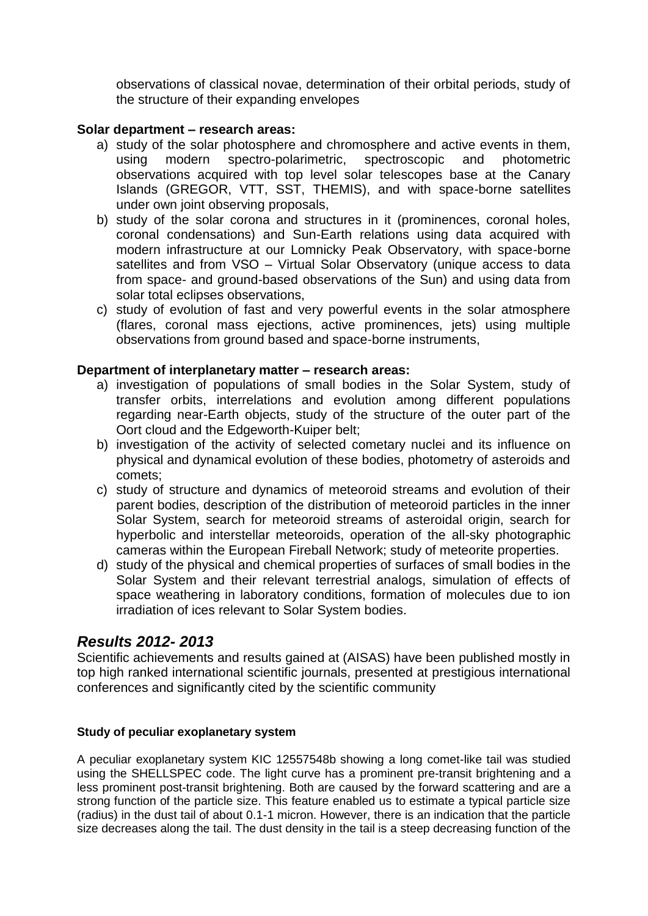observations of classical novae, determination of their orbital periods, study of the structure of their expanding envelopes

**Solar department – research areas:**

a) study of the solar photosphere and chromosphere and active events in them, using modern spectro-polarimetric, spectroscopic and photometric observations acquired with top level solar telescopes base at the Canary Islands (GREGOR, VTT, SST, THEMIS), and with space-borne satellites under own joint observing proposals,
b) study of the solar corona and structures in it (prominences, coronal holes, coronal condensations) and Sun-Earth relations using data acquired with modern infrastructure at our Lomnicky Peak Observatory, with space-borne satellites and from VSO – Virtual Solar Observatory (unique access to data from space- and ground-based observations of the Sun) and using data from solar total eclipses observations,
c) study of evolution of fast and very powerful events in the solar atmosphere (flares, coronal mass ejections, active prominences, jets) using multiple observations from ground based and space-borne instruments,

**Department of interplanetary matter – research areas:**

a) investigation of populations of small bodies in the Solar System, study of transfer orbits, interrelations and evolution among different populations regarding near-Earth objects, study of the structure of the outer part of the Oort cloud and the Edgeworth-Kuiper belt;
b) investigation of the activity of selected cometary nuclei and its influence on physical and dynamical evolution of these bodies, photometry of asteroids and comets;
c) study of structure and dynamics of meteoroid streams and evolution of their parent bodies, description of the distribution of meteoroid particles in the inner Solar System, search for meteoroid streams of asteroidal origin, search for hyperbolic and interstellar meteoroids, operation of the all-sky photographic cameras within the European Fireball Network; study of meteorite properties.
d) study of the physical and chemical properties of surfaces of small bodies in the Solar System and their relevant terrestrial analogs, simulation of effects of space weathering in laboratory conditions, formation of molecules due to ion irradiation of ices relevant to Solar System bodies.

## *Results 2012- 2013*

Scientific achievements and results gained at (AISAS) have been published mostly in top high ranked international scientific journals, presented at prestigious international conferences and significantly cited by the scientific community

#### **Study of peculiar exoplanetary system**

A peculiar exoplanetary system KIC 12557548b showing a long comet-like tail was studied using the SHELLSPEC code. The light curve has a prominent pre-transit brightening and a less prominent post-transit brightening. Both are caused by the forward scattering and are a strong function of the particle size. This feature enabled us to estimate a typical particle size (radius) in the dust tail of about 0.1-1 micron. However, there is an indication that the particle size decreases along the tail. The dust density in the tail is a steep decreasing function of the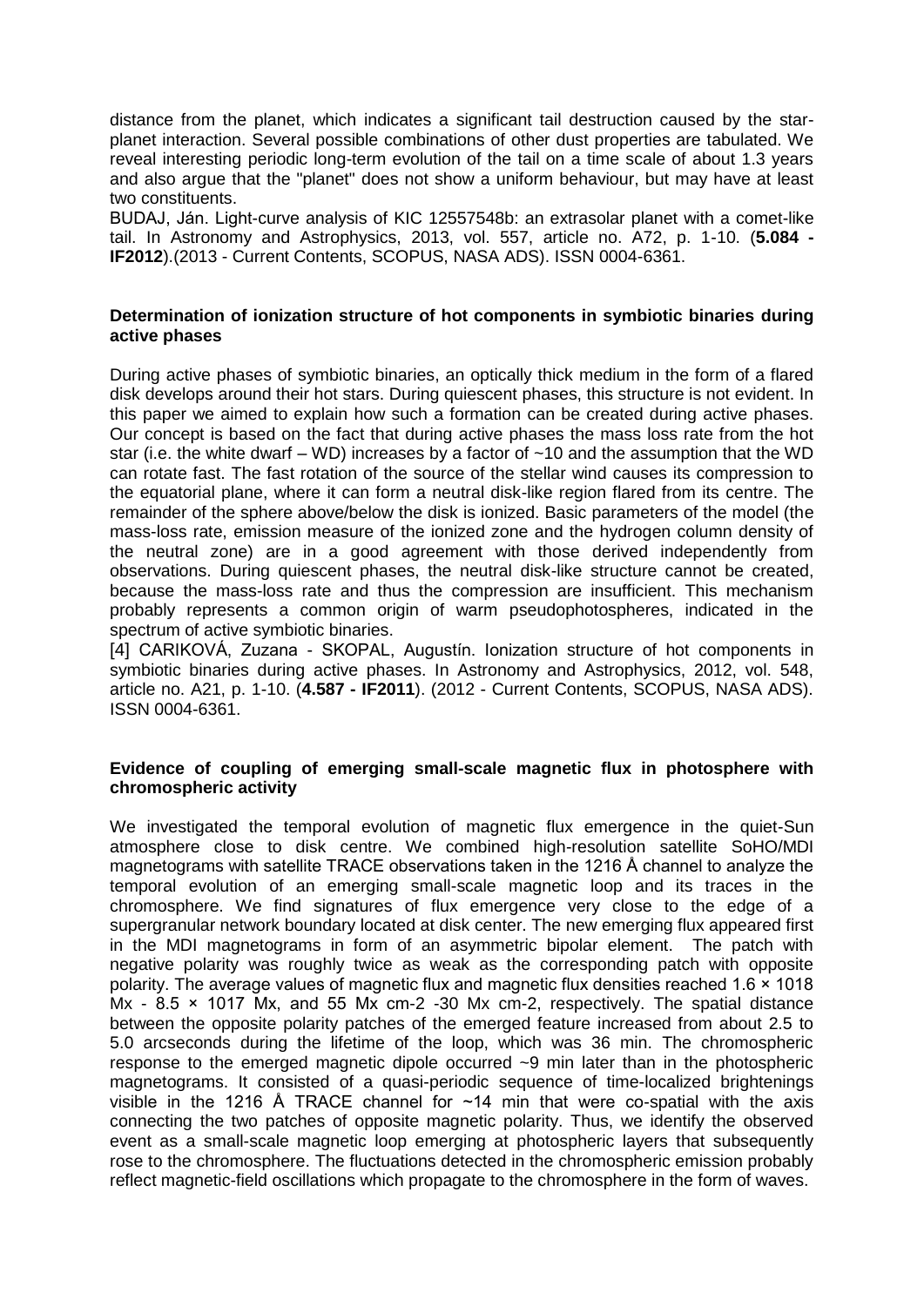distance from the planet, which indicates a significant tail destruction caused by the star-planet interaction. Several possible combinations of other dust properties are tabulated. We reveal interesting periodic long-term evolution of the tail on a time scale of about 1.3 years and also argue that the "planet" does not show a uniform behaviour, but may have at least two constituents.

BUDAJ, Ján. Light-curve analysis of KIC 12557548b: an extrasolar planet with a comet-like tail. In Astronomy and Astrophysics, 2013, vol. 557, article no. A72, p. 1-10. (**5.084 - IF2012**).(2013 - Current Contents, SCOPUS, NASA ADS). ISSN 0004-6361.

### Determination of ionization structure of hot components in symbiotic binaries during active phases

During active phases of symbiotic binaries, an optically thick medium in the form of a flared disk develops around their hot stars. During quiescent phases, this structure is not evident. In this paper we aimed to explain how such a formation can be created during active phases. Our concept is based on the fact that during active phases the mass loss rate from the hot star (i.e. the white dwarf – WD) increases by a factor of ~10 and the assumption that the WD can rotate fast. The fast rotation of the source of the stellar wind causes its compression to the equatorial plane, where it can form a neutral disk-like region flared from its centre. The remainder of the sphere above/below the disk is ionized. Basic parameters of the model (the mass-loss rate, emission measure of the ionized zone and the hydrogen column density of the neutral zone) are in a good agreement with those derived independently from observations. During quiescent phases, the neutral disk-like structure cannot be created, because the mass-loss rate and thus the compression are insufficient. This mechanism probably represents a common origin of warm pseudophotospheres, indicated in the spectrum of active symbiotic binaries.

[4] CARIKOVÁ, Zuzana - SKOPAL, Augustín. Ionization structure of hot components in symbiotic binaries during active phases. In Astronomy and Astrophysics, 2012, vol. 548, article no. A21, p. 1-10. (**4.587 - IF2011**). (2012 - Current Contents, SCOPUS, NASA ADS). ISSN 0004-6361.

### Evidence of coupling of emerging small-scale magnetic flux in photosphere with chromospheric activity

We investigated the temporal evolution of magnetic flux emergence in the quiet-Sun atmosphere close to disk centre. We combined high-resolution satellite SoHO/MDI magnetograms with satellite TRACE observations taken in the 1216 Å channel to analyze the temporal evolution of an emerging small-scale magnetic loop and its traces in the chromosphere. We find signatures of flux emergence very close to the edge of a supergranular network boundary located at disk center. The new emerging flux appeared first in the MDI magnetograms in form of an asymmetric bipolar element. The patch with negative polarity was roughly twice as weak as the corresponding patch with opposite polarity. The average values of magnetic flux and magnetic flux densities reached $1.6 \times 10^{18}$ Mx - $8.5 \times 10^{17}$ Mx, and 55 Mx cm-2 -30 Mx cm-2, respectively. The spatial distance between the opposite polarity patches of the emerged feature increased from about 2.5 to 5.0 arcseconds during the lifetime of the loop, which was 36 min. The chromospheric response to the emerged magnetic dipole occurred ~9 min later than in the photospheric magnetograms. It consisted of a quasi-periodic sequence of time-localized brightenings visible in the 1216 Å TRACE channel for ~14 min that were co-spatial with the axis connecting the two patches of opposite magnetic polarity. Thus, we identify the observed event as a small-scale magnetic loop emerging at photospheric layers that subsequently rose to the chromosphere. The fluctuations detected in the chromospheric emission probably reflect magnetic-field oscillations which propagate to the chromosphere in the form of waves.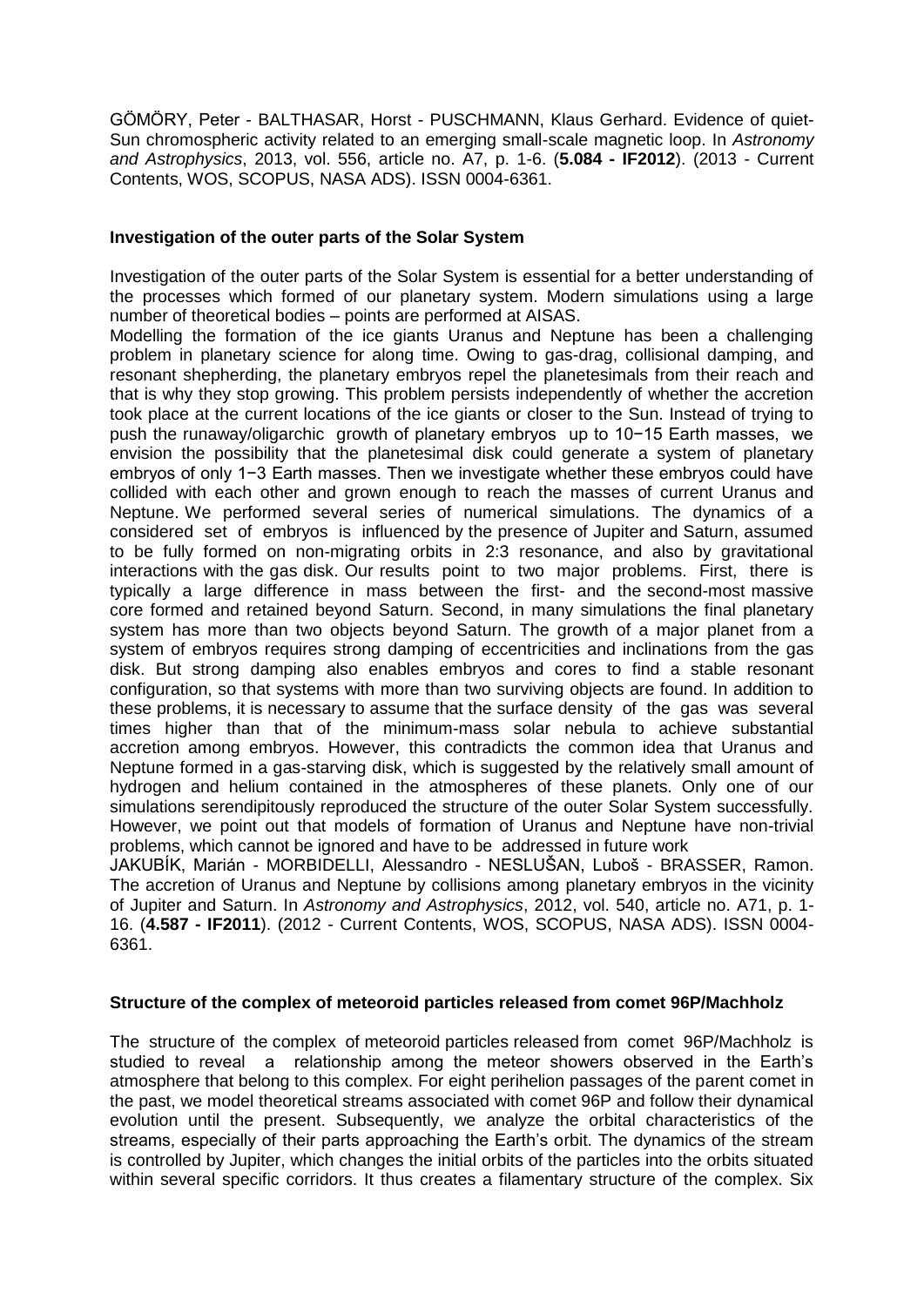GÖMÖRY, Peter - BALTHASAR, Horst - PUSCHMANN, Klaus Gerhard. Evidence of quiet-Sun chromospheric activity related to an emerging small-scale magnetic loop. In *Astronomy and Astrophysics*, 2013, vol. 556, article no. A7, p. 1-6. (**5.084 - IF2012**). (2013 - Current Contents, WOS, SCOPUS, NASA ADS). ISSN 0004-6361.

### Investigation of the outer parts of the Solar System

Investigation of the outer parts of the Solar System is essential for a better understanding of the processes which formed of our planetary system. Modern simulations using a large number of theoretical bodies – points are performed at AISAS.

Modelling the formation of the ice giants Uranus and Neptune has been a challenging problem in planetary science for along time. Owing to gas-drag, collisional damping, and resonant shepherding, the planetary embryos repel the planetesimals from their reach and that is why they stop growing. This problem persists independently of whether the accretion took place at the current locations of the ice giants or closer to the Sun. Instead of trying to push the runaway/oligarchic growth of planetary embryos up to 10−15 Earth masses, we envision the possibility that the planetesimal disk could generate a system of planetary embryos of only 1−3 Earth masses. Then we investigate whether these embryos could have collided with each other and grown enough to reach the masses of current Uranus and Neptune. We performed several series of numerical simulations. The dynamics of a considered set of embryos is influenced by the presence of Jupiter and Saturn, assumed to be fully formed on non-migrating orbits in 2:3 resonance, and also by gravitational interactions with the gas disk. Our results point to two major problems. First, there is typically a large difference in mass between the first- and the second-most massive core formed and retained beyond Saturn. Second, in many simulations the final planetary system has more than two objects beyond Saturn. The growth of a major planet from a system of embryos requires strong damping of eccentricities and inclinations from the gas disk. But strong damping also enables embryos and cores to find a stable resonant configuration, so that systems with more than two surviving objects are found. In addition to these problems, it is necessary to assume that the surface density of the gas was several times higher than that of the minimum-mass solar nebula to achieve substantial accretion among embryos. However, this contradicts the common idea that Uranus and Neptune formed in a gas-starving disk, which is suggested by the relatively small amount of hydrogen and helium contained in the atmospheres of these planets. Only one of our simulations serendipitously reproduced the structure of the outer Solar System successfully. However, we point out that models of formation of Uranus and Neptune have non-trivial problems, which cannot be ignored and have to be addressed in future work

JAKUBÍK, Marián - MORBIDELLI, Alessandro - NESLUŠAN, Luboš - BRASSER, Ramon. The accretion of Uranus and Neptune by collisions among planetary embryos in the vicinity of Jupiter and Saturn. In *Astronomy and Astrophysics*, 2012, vol. 540, article no. A71, p. 1-16. (**4.587 - IF2011**). (2012 - Current Contents, WOS, SCOPUS, NASA ADS). ISSN 0004-6361.

### Structure of the complex of meteoroid particles released from comet 96P/Machholz

The structure of the complex of meteoroid particles released from comet 96P/Machholz is studied to reveal a relationship among the meteor showers observed in the Earth's atmosphere that belong to this complex. For eight perihelion passages of the parent comet in the past, we model theoretical streams associated with comet 96P and follow their dynamical evolution until the present. Subsequently, we analyze the orbital characteristics of the streams, especially of their parts approaching the Earth's orbit. The dynamics of the stream is controlled by Jupiter, which changes the initial orbits of the particles into the orbits situated within several specific corridors. It thus creates a filamentary structure of the complex. Six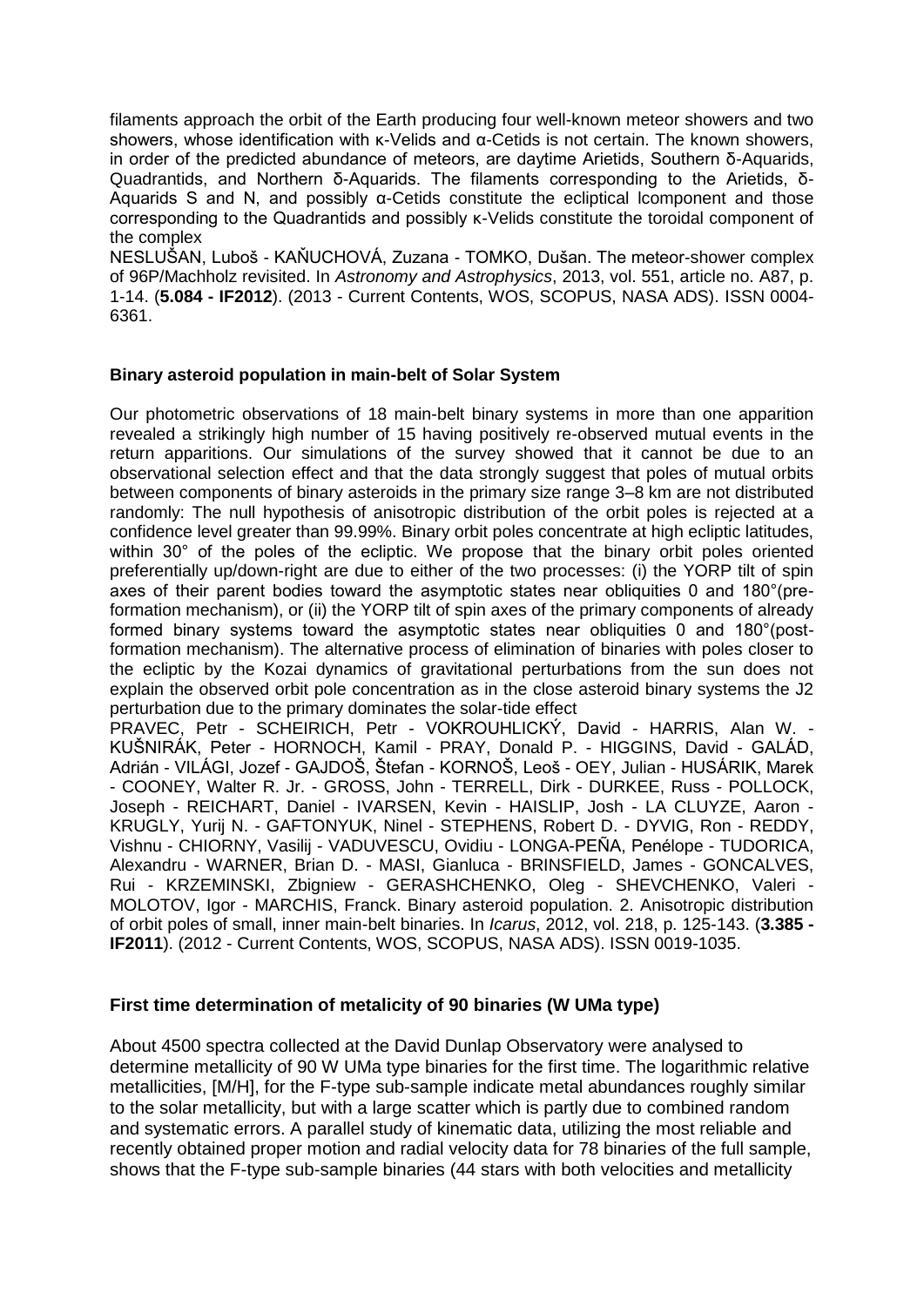filaments approach the orbit of the Earth producing four well-known meteor showers and two showers, whose identification with κ-Velids and α-Cetids is not certain. The known showers, in order of the predicted abundance of meteors, are daytime Arietids, Southern δ-Aquarids, Quadrantids, and Northern δ-Aquarids. The filaments corresponding to the Arietids, δ-Aquarids S and N, and possibly α-Cetids constitute the ecliptical lcomponent and those corresponding to the Quadrantids and possibly κ-Velids constitute the toroidal component of the complex

NESLUŠAN, Luboš - KAŇUCHOVÁ, Zuzana - TOMKO, Dušan. The meteor-shower complex of 96P/Machholz revisited. In *Astronomy and Astrophysics*, 2013, vol. 551, article no. A87, p. 1-14. (**5.084 - IF2012**). (2013 - Current Contents, WOS, SCOPUS, NASA ADS). ISSN 0004-6361.

**Binary asteroid population in main-belt of Solar System**

Our photometric observations of 18 main-belt binary systems in more than one apparition revealed a strikingly high number of 15 having positively re-observed mutual events in the return apparitions. Our simulations of the survey showed that it cannot be due to an observational selection effect and that the data strongly suggest that poles of mutual orbits between components of binary asteroids in the primary size range 3–8 km are not distributed randomly: The null hypothesis of anisotropic distribution of the orbit poles is rejected at a confidence level greater than 99.99%. Binary orbit poles concentrate at high ecliptic latitudes, within 30° of the poles of the ecliptic. We propose that the binary orbit poles oriented preferentially up/down-right are due to either of the two processes: (i) the YORP tilt of spin axes of their parent bodies toward the asymptotic states near obliquities 0 and 180°(pre-formation mechanism), or (ii) the YORP tilt of spin axes of the primary components of already formed binary systems toward the asymptotic states near obliquities 0 and 180°(post-formation mechanism). The alternative process of elimination of binaries with poles closer to the ecliptic by the Kozai dynamics of gravitational perturbations from the sun does not explain the observed orbit pole concentration as in the close asteroid binary systems the J2 perturbation due to the primary dominates the solar-tide effect

PRAVEC, Petr - SCHEIRICH, Petr - VOKROUHLICKÝ, David - HARRIS, Alan W. - KUŠNIRÁK, Peter - HORNOCH, Kamil - PRAY, Donald P. - HIGGINS, David - GALÁD, Adrián - VILÁGI, Jozef - GAJDOŠ, Štefan - KORNOŠ, Leoš - OEY, Julian - HUSÁRIK, Marek - COONEY, Walter R. Jr. - GROSS, John - TERRELL, Dirk - DURKEE, Russ - POLLOCK, Joseph - REICHART, Daniel - IVARSEN, Kevin - HAISLIP, Josh - LA CLUYZE, Aaron - KRUGLY, Yurij N. - GAFTONYUK, Ninel - STEPHENS, Robert D. - DYVIG, Ron - REDDY, Vishnu - CHIORNY, Vasilij - VADUVESCU, Ovidiu - LONGA-PEÑA, Penélope - TUDORICA, Alexandru - WARNER, Brian D. - MASI, Gianluca - BRINSFIELD, James - GONCALVES, Rui - KRZEMINSKI, Zbigniew - GERASHCHENKO, Oleg - SHEVCHENKO, Valeri - MOLOTOV, Igor - MARCHIS, Franck. Binary asteroid population. 2. Anisotropic distribution of orbit poles of small, inner main-belt binaries. In *Icarus*, 2012, vol. 218, p. 125-143. (**3.385 - IF2011**). (2012 - Current Contents, WOS, SCOPUS, NASA ADS). ISSN 0019-1035.

**First time determination of metalicity of 90 binaries (W UMa type)**

About 4500 spectra collected at the David Dunlap Observatory were analysed to determine metallicity of 90 W UMa type binaries for the first time. The logarithmic relative metallicities, [M/H], for the F-type sub-sample indicate metal abundances roughly similar to the solar metallicity, but with a large scatter which is partly due to combined random and systematic errors. A parallel study of kinematic data, utilizing the most reliable and recently obtained proper motion and radial velocity data for 78 binaries of the full sample, shows that the F-type sub-sample binaries (44 stars with both velocities and metallicity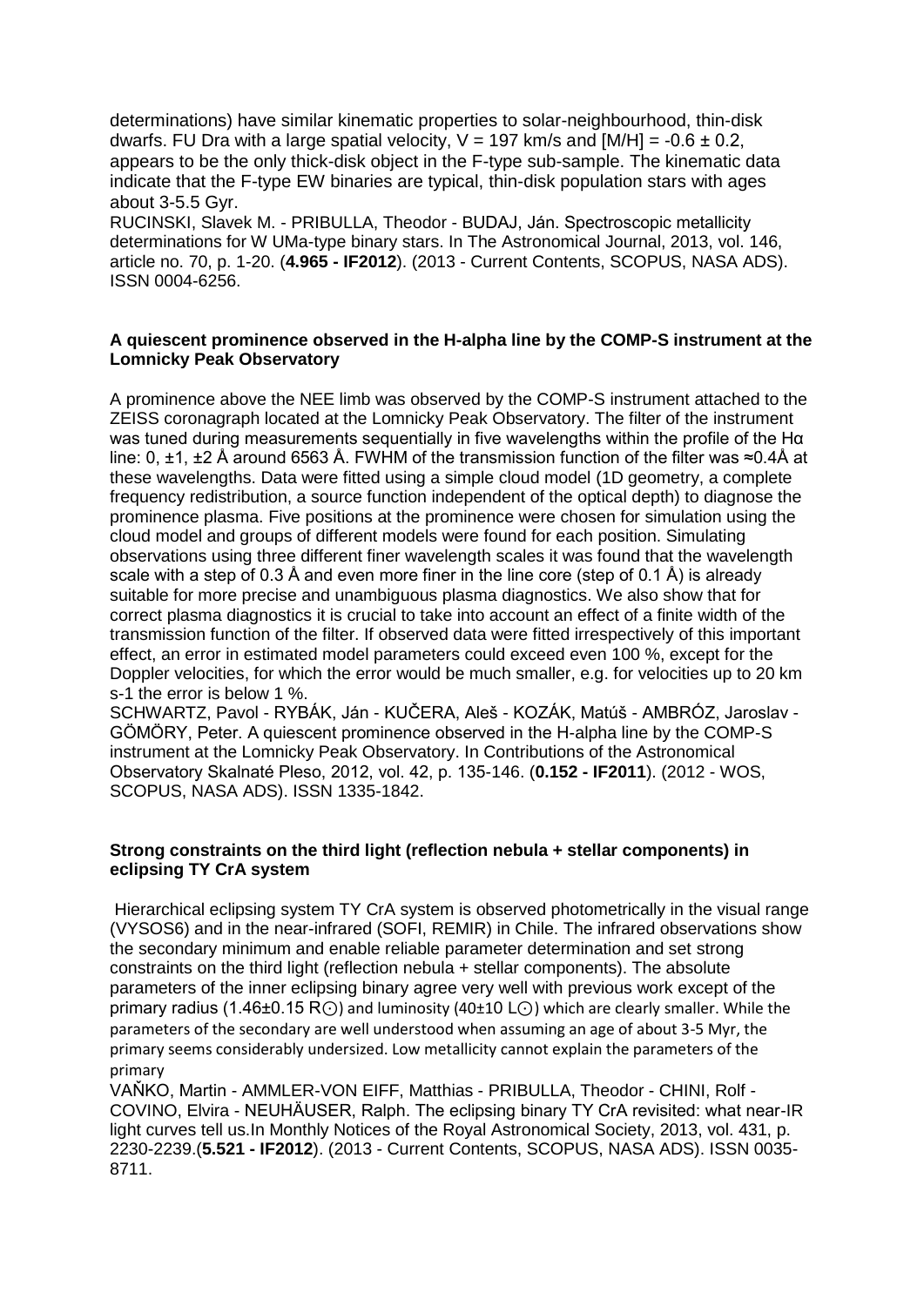determinations) have similar kinematic properties to solar-neighbourhood, thin-disk dwarfs. FU Dra with a large spatial velocity, $V = 197$ km/s and $[M/H] = -0.6 \pm 0.2$, appears to be the only thick-disk object in the F-type sub-sample. The kinematic data indicate that the F-type EW binaries are typical, thin-disk population stars with ages about 3-5.5 Gyr.

RUCINSKI, Slavek M. - PRIBULLA, Theodor - BUDAJ, Ján. Spectroscopic metallicity determinations for W UMa-type binary stars. In The Astronomical Journal, 2013, vol. 146, article no. 70, p. 1-20. (**4.965 - IF2012**). (2013 - Current Contents, SCOPUS, NASA ADS). ISSN 0004-6256.

### A quiescent prominence observed in the H-alpha line by the COMP-S instrument at the Lomnicky Peak Observatory

A prominence above the NEE limb was observed by the COMP-S instrument attached to the ZEISS coronagraph located at the Lomnicky Peak Observatory. The filter of the instrument was tuned during measurements sequentially in five wavelengths within the profile of the Hα line: 0, ±1, ±2 Å around 6563 Å. FWHM of the transmission function of the filter was ≈0.4Å at these wavelengths. Data were fitted using a simple cloud model (1D geometry, a complete frequency redistribution, a source function independent of the optical depth) to diagnose the prominence plasma. Five positions at the prominence were chosen for simulation using the cloud model and groups of different models were found for each position. Simulating observations using three different finer wavelength scales it was found that the wavelength scale with a step of 0.3 Å and even more finer in the line core (step of 0.1 Å) is already suitable for more precise and unambiguous plasma diagnostics. We also show that for correct plasma diagnostics it is crucial to take into account an effect of a finite width of the transmission function of the filter. If observed data were fitted irrespectively of this important effect, an error in estimated model parameters could exceed even 100 %, except for the Doppler velocities, for which the error would be much smaller, e.g. for velocities up to 20 km s-1 the error is below 1 %.

SCHWARTZ, Pavol - RYBÁK, Ján - KUČERA, Aleš - KOZÁK, Matúš - AMBRÓZ, Jaroslav - GÖMÖRY, Peter. A quiescent prominence observed in the H-alpha line by the COMP-S instrument at the Lomnicky Peak Observatory. In Contributions of the Astronomical Observatory Skalnaté Pleso, 2012, vol. 42, p. 135-146. (**0.152 - IF2011**). (2012 - WOS, SCOPUS, NASA ADS). ISSN 1335-1842.

### Strong constraints on the third light (reflection nebula + stellar components) in eclipsing TY CrA system

Hierarchical eclipsing system TY CrA system is observed photometrically in the visual range (VYSOS6) and in the near-infrared (SOFI, REMIR) in Chile. The infrared observations show the secondary minimum and enable reliable parameter determination and set strong constraints on the third light (reflection nebula + stellar components). The absolute parameters of the inner eclipsing binary agree very well with previous work except of the primary radius ($1.46 \pm 0.15$ $R_\odot$) and luminosity ($40 \pm 10$ $L_\odot$) which are clearly smaller. While the parameters of the secondary are well understood when assuming an age of about 3-5 Myr, the primary seems considerably undersized. Low metallicity cannot explain the parameters of the primary

VAŇKO, Martin - AMMLER-VON EIFF, Matthias - PRIBULLA, Theodor - CHINI, Rolf - COVINO, Elvira - NEUHÄUSER, Ralph. The eclipsing binary TY CrA revisited: what near-IR light curves tell us.In Monthly Notices of the Royal Astronomical Society, 2013, vol. 431, p. 2230-2239.(**5.521 - IF2012**). (2013 - Current Contents, SCOPUS, NASA ADS). ISSN 0035-8711.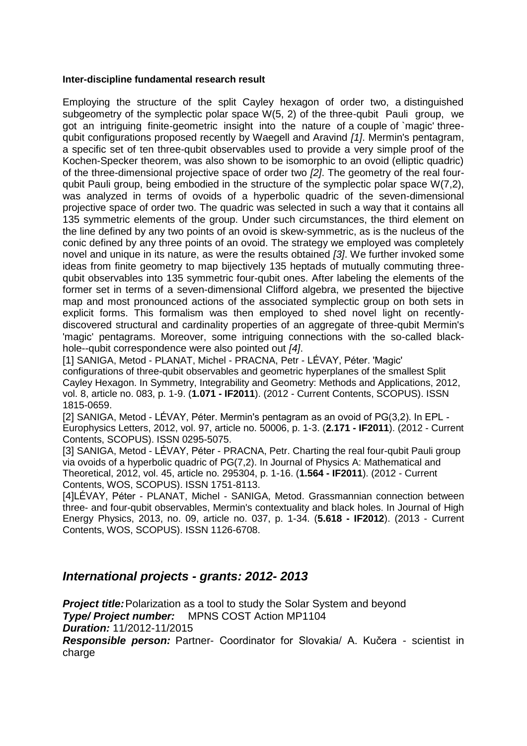**Inter-discipline fundamental research result**

Employing the structure of the split Cayley hexagon of order two, a distinguished subgeometry of the symplectic polar space W(5, 2) of the three-qubit Pauli group, we got an intriguing finite-geometric insight into the nature of a couple of `magic' three-qubit configurations proposed recently by Waegell and Aravind *[1]*. Mermin's pentagram, a specific set of ten three-qubit observables used to provide a very simple proof of the Kochen-Specker theorem, was also shown to be isomorphic to an ovoid (elliptic quadric) of the three-dimensional projective space of order two *[2]*. The geometry of the real four-qubit Pauli group, being embodied in the structure of the symplectic polar space W(7,2), was analyzed in terms of ovoids of a hyperbolic quadric of the seven-dimensional projective space of order two. The quadric was selected in such a way that it contains all 135 symmetric elements of the group. Under such circumstances, the third element on the line defined by any two points of an ovoid is skew-symmetric, as is the nucleus of the conic defined by any three points of an ovoid. The strategy we employed was completely novel and unique in its nature, as were the results obtained *[3]*. We further invoked some ideas from finite geometry to map bijectively 135 heptads of mutually commuting three-qubit observables into 135 symmetric four-qubit ones. After labeling the elements of the former set in terms of a seven-dimensional Clifford algebra, we presented the bijective map and most pronounced actions of the associated symplectic group on both sets in explicit forms. This formalism was then employed to shed novel light on recently-discovered structural and cardinality properties of an aggregate of three-qubit Mermin's 'magic' pentagrams. Moreover, some intriguing connections with the so-called black-hole--qubit correspondence were also pointed out *[4]*.

[1] SANIGA, Metod - PLANAT, Michel - PRACNA, Petr - LÉVAY, Péter. 'Magic' configurations of three-qubit observables and geometric hyperplanes of the smallest Split Cayley Hexagon. In Symmetry, Integrability and Geometry: Methods and Applications, 2012, vol. 8, article no. 083, p. 1-9. (**1.071 - IF2011**). (2012 - Current Contents, SCOPUS). ISSN 1815-0659.

[2] SANIGA, Metod - LÉVAY, Péter. Mermin's pentagram as an ovoid of PG(3,2). In EPL - Europhysics Letters, 2012, vol. 97, article no. 50006, p. 1-3. (**2.171 - IF2011**). (2012 - Current Contents, SCOPUS). ISSN 0295-5075.

[3] SANIGA, Metod - LÉVAY, Péter - PRACNA, Petr. Charting the real four-qubit Pauli group via ovoids of a hyperbolic quadric of PG(7,2). In Journal of Physics A: Mathematical and Theoretical, 2012, vol. 45, article no. 295304, p. 1-16. (**1.564 - IF2011**). (2012 - Current Contents, WOS, SCOPUS). ISSN 1751-8113.

[4]LÉVAY, Péter - PLANAT, Michel - SANIGA, Metod. Grassmannian connection between three- and four-qubit observables, Mermin's contextuality and black holes. In Journal of High Energy Physics, 2013, no. 09, article no. 037, p. 1-34. (**5.618 - IF2012**). (2013 - Current Contents, WOS, SCOPUS). ISSN 1126-6708.

## *International projects - grants: 2012- 2013*

***Project title:*** Polarization as a tool to study the Solar System and beyond
***Type/ Project number:*** MPNS COST Action MP1104
***Duration:*** 11/2012-11/2015
***Responsible person:*** Partner- Coordinator for Slovakia/ A. Kučera - scientist in charge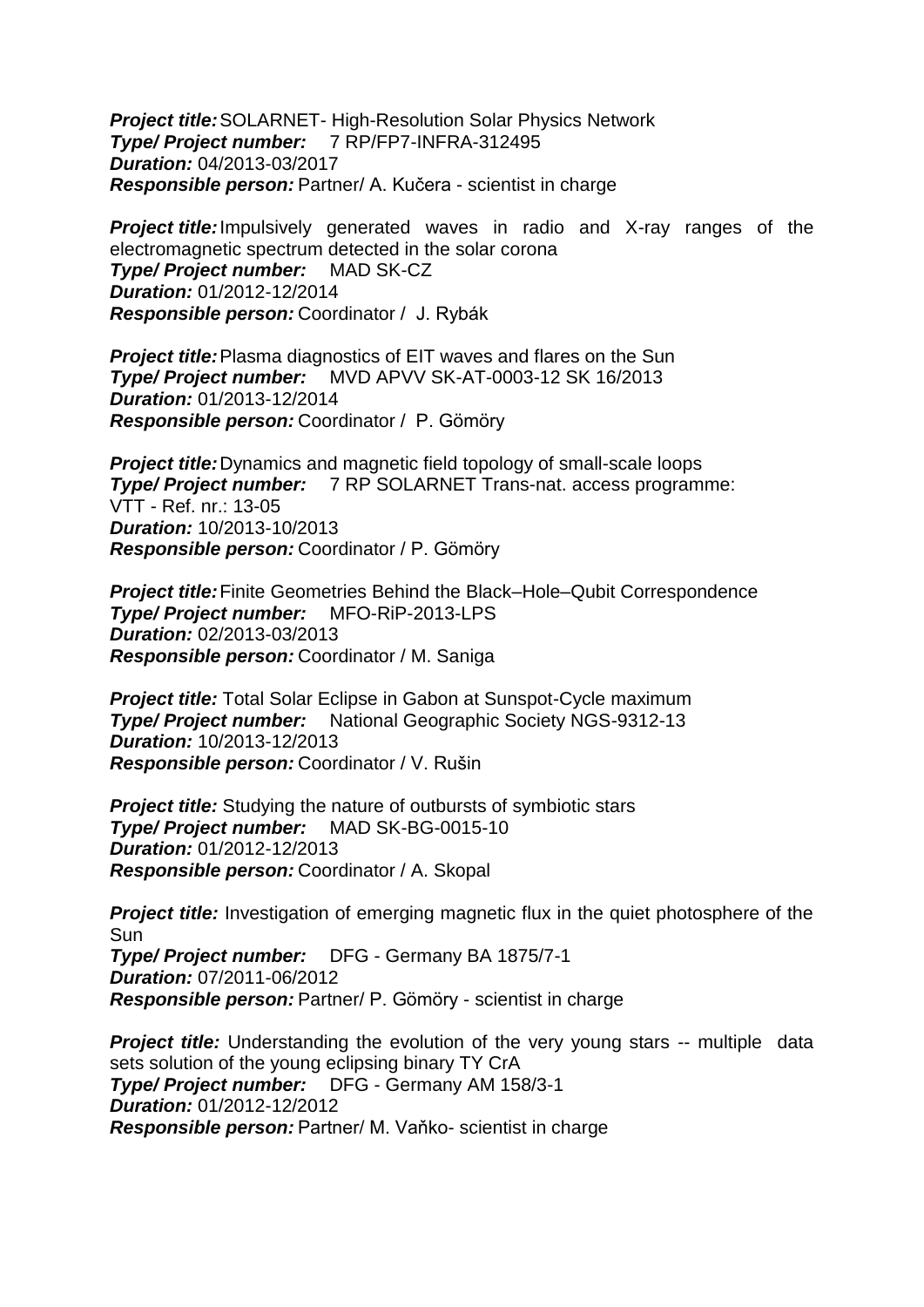***Project title:*** SOLARNET- High-Resolution Solar Physics Network
***Type/ Project number:*** 7 RP/FP7-INFRA-312495
***Duration:*** 04/2013-03/2017
***Responsible person:*** Partner/ A. Kučera - scientist in charge

***Project title:*** Impulsively generated waves in radio and X-ray ranges of the electromagnetic spectrum detected in the solar corona
***Type/ Project number:*** MAD SK-CZ
***Duration:*** 01/2012-12/2014
***Responsible person:*** Coordinator / J. Rybák

***Project title:*** Plasma diagnostics of EIT waves and flares on the Sun
***Type/ Project number:*** MVD APVV SK-AT-0003-12 SK 16/2013
***Duration:*** 01/2013-12/2014
***Responsible person:*** Coordinator / P. Gömöry

***Project title:*** Dynamics and magnetic field topology of small-scale loops
***Type/ Project number:*** 7 RP SOLARNET Trans-nat. access programme: VTT - Ref. nr.: 13-05
***Duration:*** 10/2013-10/2013
***Responsible person:*** Coordinator / P. Gömöry

***Project title:*** Finite Geometries Behind the Black–Hole–Qubit Correspondence
***Type/ Project number:*** MFO-RiP-2013-LPS
***Duration:*** 02/2013-03/2013
***Responsible person:*** Coordinator / M. Saniga

***Project title:*** Total Solar Eclipse in Gabon at Sunspot-Cycle maximum
***Type/ Project number:*** National Geographic Society NGS-9312-13
***Duration:*** 10/2013-12/2013
***Responsible person:*** Coordinator / V. Rušin

***Project title:*** Studying the nature of outbursts of symbiotic stars
***Type/ Project number:*** MAD SK-BG-0015-10
***Duration:*** 01/2012-12/2013
***Responsible person:*** Coordinator / A. Skopal

***Project title:*** Investigation of emerging magnetic flux in the quiet photosphere of the Sun
***Type/ Project number:*** DFG - Germany BA 1875/7-1
***Duration:*** 07/2011-06/2012
***Responsible person:*** Partner/ P. Gömöry - scientist in charge

***Project title:*** Understanding the evolution of the very young stars -- multiple data sets solution of the young eclipsing binary TY CrA
***Type/ Project number:*** DFG - Germany AM 158/3-1
***Duration:*** 01/2012-12/2012
***Responsible person:*** Partner/ M. Vaňko- scientist in charge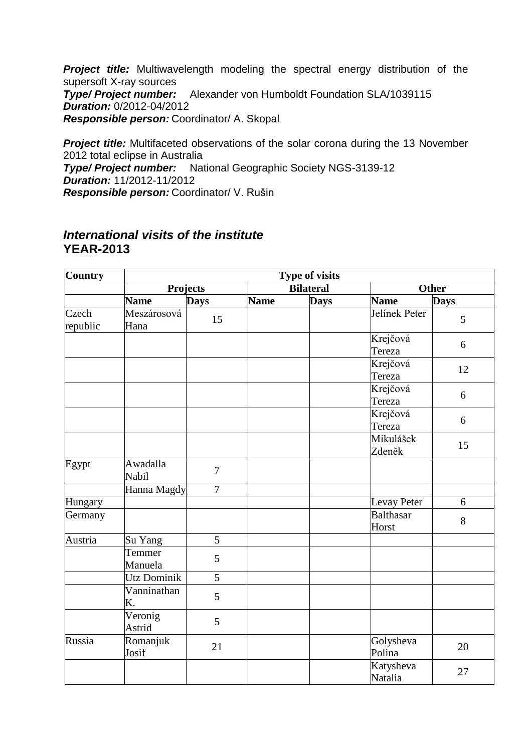***Project title:*** Multiwavelength modeling the spectral energy distribution of the supersoft X-ray sources
***Type/ Project number:*** Alexander von Humboldt Foundation SLA/1039115
***Duration:*** 0/2012-04/2012
***Responsible person:*** Coordinator/ A. Skopal

***Project title:*** Multifaceted observations of the solar corona during the 13 November 2012 total eclipse in Australia
***Type/ Project number:*** National Geographic Society NGS-3139-12
***Duration:*** 11/2012-11/2012
***Responsible person:*** Coordinator/ V. Rušin

## *International visits of the institute*
## YEAR-2013

| Country | Type of visits | | | | | |
|---|---|---|---|---|---|---|
| | Projects | | Bilateral | | Other | |
| | Name | Days | Name | Days | Name | Days |
| Czech republic | Meszárosová Hana | 15 | | | Jelínek Peter | 5 |
| | | | | | Krejčová Tereza | 6 |
| | | | | | Krejčová Tereza | 12 |
| | | | | | Krejčová Tereza | 6 |
| | | | | | Krejčová Tereza | 6 |
| | | | | | Mikulášek Zdeněk | 15 |
| Egypt | Awadalla Nabil | 7 | | | | |
| | Hanna Magdy | 7 | | | | |
| Hungary | | | | | Levay Peter | 6 |
| Germany | | | | | Balthasar Horst | 8 |
| Austria | Su Yang | 5 | | | | |
| | Temmer Manuela | 5 | | | | |
| | Utz Dominik | 5 | | | | |
| | Vanninathan K. | 5 | | | | |
| | Veronig Astrid | 5 | | | | |
| Russia | Romanjuk Josif | 21 | | | Golysheva Polina | 20 |
| | | | | | Katysheva Natalia | 27 |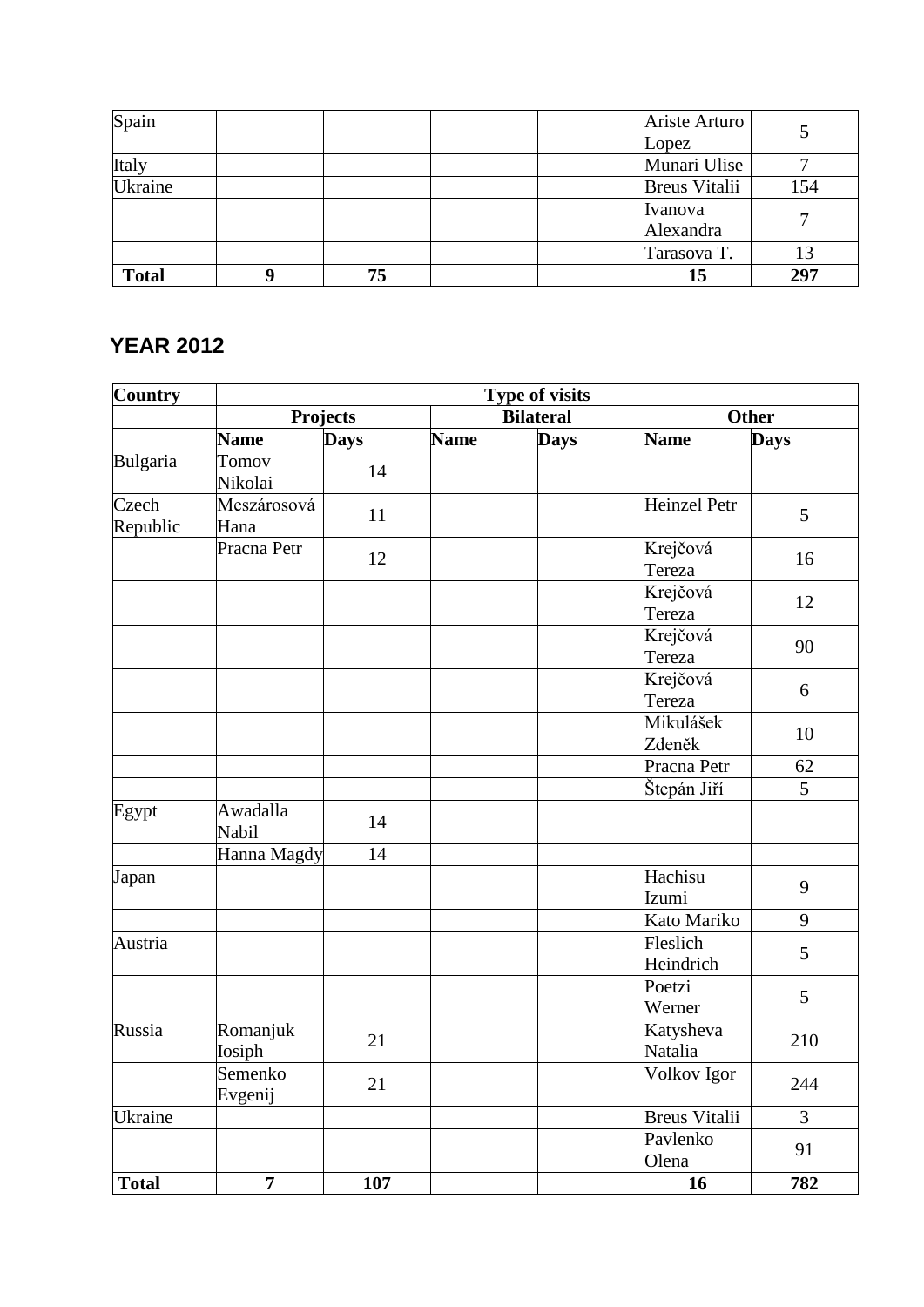| | | | | | | |
|---|---|---|---|---|---|---|
| Spain | | | | | Ariste Arturo Lopez | 5 |
| Italy | | | | | Munari Ulise | 7 |
| Ukraine | | | | | Breus Vitalii | 154 |
| | | | | | Ivanova Alexandra | 7 |
| | | | | | Tarasova T. | 13 |
| **Total** | **9** | **75** | | | **15** | **297** |

## YEAR 2012

| Country | Type of visits | | | | | |
|---|---|---|---|---|---|---|
| | Projects | | Bilateral | | Other | |
| | Name | Days | Name | Days | Name | Days |
| Bulgaria | Tomov Nikolai | 14 | | | | |
| Czech Republic | Meszárosová Hana | 11 | | | Heinzel Petr | 5 |
| | Pracna Petr | 12 | | | Krejčová Tereza | 16 |
| | | | | | Krejčová Tereza | 12 |
| | | | | | Krejčová Tereza | 90 |
| | | | | | Krejčová Tereza | 6 |
| | | | | | Mikulášek Zdeněk | 10 |
| | | | | | Pracna Petr | 62 |
| | | | | | Štepán Jiří | 5 |
| Egypt | Awadalla Nabil | 14 | | | | |
| | Hanna Magdy | 14 | | | | |
| Japan | | | | | Hachisu Izumi | 9 |
| | | | | | Kato Mariko | 9 |
| Austria | | | | | Fleslich Heindrich | 5 |
| | | | | | Poetzi Werner | 5 |
| Russia | Romanjuk Iosiph | 21 | | | Katysheva Natalia | 210 |
| | Semenko Evgenij | 21 | | | Volkov Igor | 244 |
| Ukraine | | | | | Breus Vitalii | 3 |
| | | | | | Pavlenko Olena | 91 |
| **Total** | **7** | **107** | | | **16** | **782** |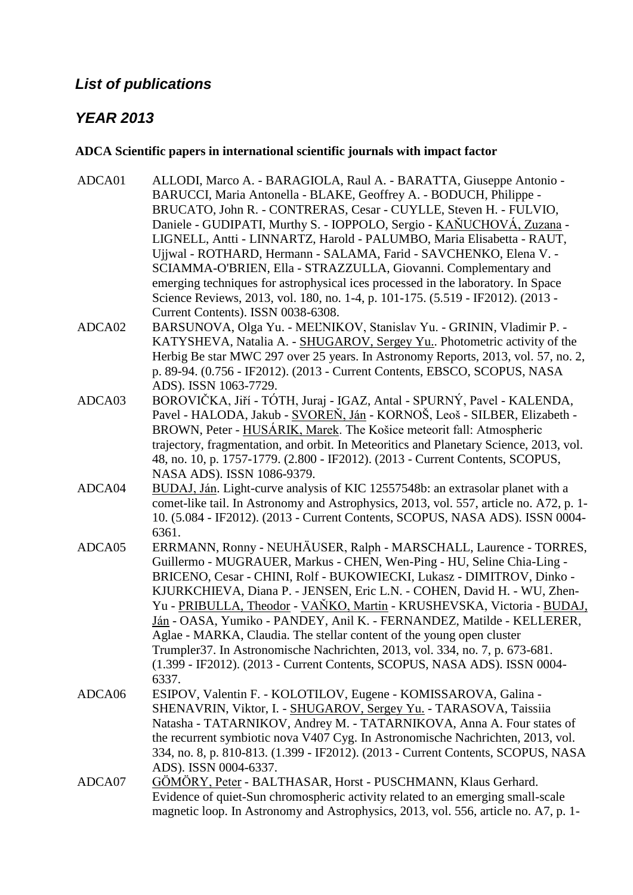## *List of publications*

## *YEAR 2013*

### ADCA Scientific papers in international scientific journals with impact factor

ADCA01 ALLODI, Marco A. - BARAGIOLA, Raul A. - BARATTA, Giuseppe Antonio - BARUCCI, Maria Antonella - BLAKE, Geoffrey A. - BODUCH, Philippe - BRUCATO, John R. - CONTRERAS, Cesar - CUYLLE, Steven H. - FULVIO, Daniele - GUDIPATI, Murthy S. - IOPPOLO, Sergio - KAŇUCHOVÁ, Zuzana - LIGNELL, Antti - LINNARTZ, Harold - PALUMBO, Maria Elisabetta - RAUT, Ujjwal - ROTHARD, Hermann - SALAMA, Farid - SAVCHENKO, Elena V. - SCIAMMA-O'BRIEN, Ella - STRAZZULLA, Giovanni. Complementary and emerging techniques for astrophysical ices processed in the laboratory. In Space Science Reviews, 2013, vol. 180, no. 1-4, p. 101-175. (5.519 - IF2012). (2013 - Current Contents). ISSN 0038-6308.

ADCA02 BARSUNOVA, Olga Yu. - MEĽNIKOV, Stanislav Yu. - GRININ, Vladimir P. - KATYSHEVA, Natalia A. - SHUGAROV, Sergey Yu.. Photometric activity of the Herbig Be star MWC 297 over 25 years. In Astronomy Reports, 2013, vol. 57, no. 2, p. 89-94. (0.756 - IF2012). (2013 - Current Contents, EBSCO, SCOPUS, NASA ADS). ISSN 1063-7729.

ADCA03 BOROVIČKA, Jiří - TÓTH, Juraj - IGAZ, Antal - SPURNÝ, Pavel - KALENDA, Pavel - HALODA, Jakub - SVOREŇ, Ján - KORNOŠ, Leoš - SILBER, Elizabeth - BROWN, Peter - HUSÁRIK, Marek. The Košice meteorit fall: Atmospheric trajectory, fragmentation, and orbit. In Meteoritics and Planetary Science, 2013, vol. 48, no. 10, p. 1757-1779. (2.800 - IF2012). (2013 - Current Contents, SCOPUS, NASA ADS). ISSN 1086-9379.

ADCA04 BUDAJ, Ján. Light-curve analysis of KIC 12557548b: an extrasolar planet with a comet-like tail. In Astronomy and Astrophysics, 2013, vol. 557, article no. A72, p. 1-10. (5.084 - IF2012). (2013 - Current Contents, SCOPUS, NASA ADS). ISSN 0004-6361.

ADCA05 ERRMANN, Ronny - NEUHÄUSER, Ralph - MARSCHALL, Laurence - TORRES, Guillermo - MUGRAUER, Markus - CHEN, Wen-Ping - HU, Seline Chia-Ling - BRICENO, Cesar - CHINI, Rolf - BUKOWIECKI, Lukasz - DIMITROV, Dinko - KJURKCHIEVA, Diana P. - JENSEN, Eric L.N. - COHEN, David H. - WU, Zhen-Yu - PRIBULLA, Theodor - VAŇKO, Martin - KRUSHEVSKA, Victoria - BUDAJ, Ján - OASA, Yumiko - PANDEY, Anil K. - FERNANDEZ, Matilde - KELLERER, Aglae - MARKA, Claudia. The stellar content of the young open cluster Trumpler37. In Astronomische Nachrichten, 2013, vol. 334, no. 7, p. 673-681. (1.399 - IF2012). (2013 - Current Contents, SCOPUS, NASA ADS). ISSN 0004-6337.

ADCA06 ESIPOV, Valentin F. - KOLOTILOV, Eugene - KOMISSAROVA, Galina - SHENAVRIN, Viktor, I. - SHUGAROV, Sergey Yu. - TARASOVA, Taissiia Natasha - TATARNIKOV, Andrey M. - TATARNIKOVA, Anna A. Four states of the recurrent symbiotic nova V407 Cyg. In Astronomische Nachrichten, 2013, vol. 334, no. 8, p. 810-813. (1.399 - IF2012). (2013 - Current Contents, SCOPUS, NASA ADS). ISSN 0004-6337.

ADCA07 GÖMÖRY, Peter - BALTHASAR, Horst - PUSCHMANN, Klaus Gerhard. Evidence of quiet-Sun chromospheric activity related to an emerging small-scale magnetic loop. In Astronomy and Astrophysics, 2013, vol. 556, article no. A7, p. 1-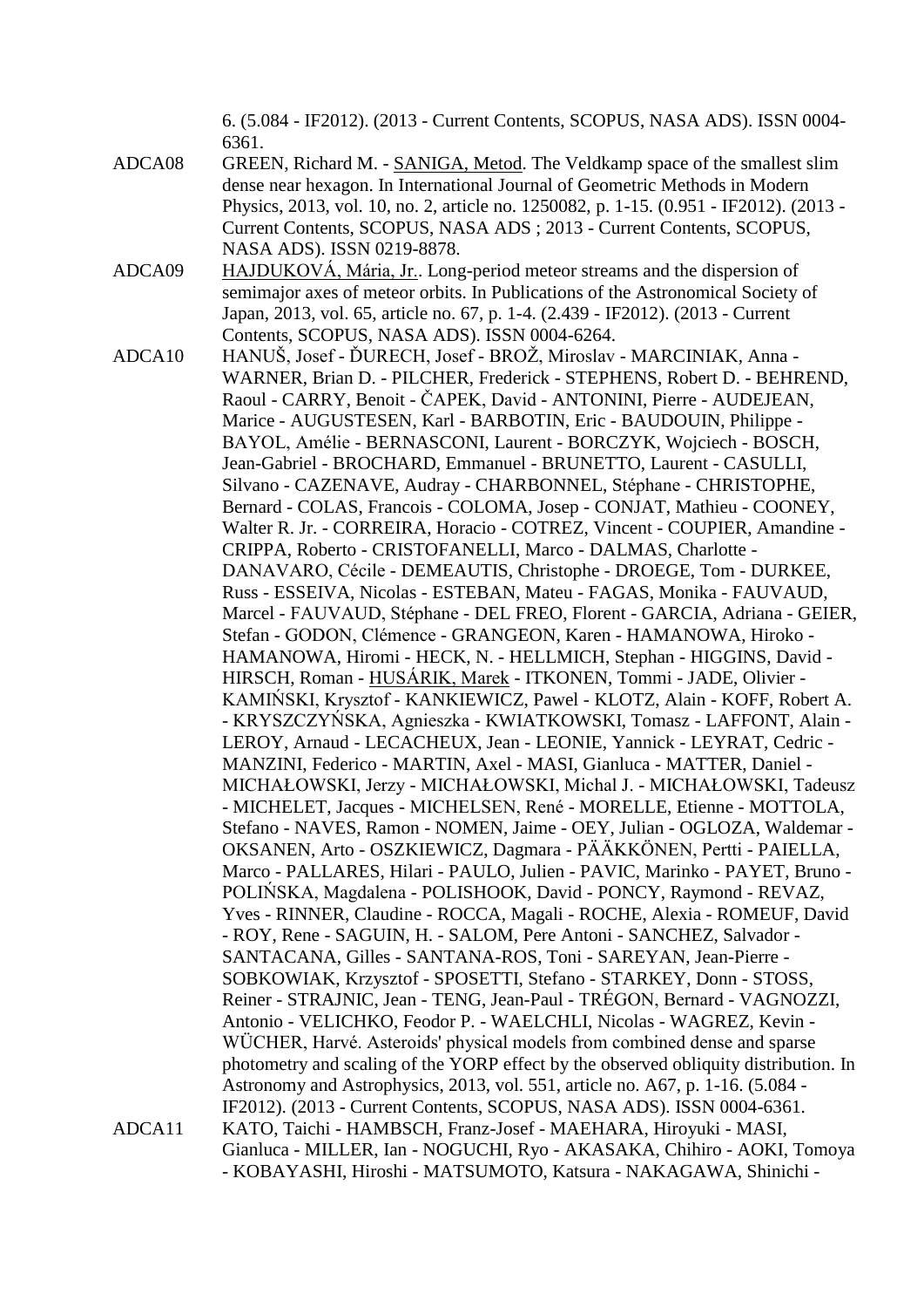6. (5.084 - IF2012). (2013 - Current Contents, SCOPUS, NASA ADS). ISSN 0004-6361.

ADCA08 GREEN, Richard M. - SANIGA, Metod. The Veldkamp space of the smallest slim dense near hexagon. In International Journal of Geometric Methods in Modern Physics, 2013, vol. 10, no. 2, article no. 1250082, p. 1-15. (0.951 - IF2012). (2013 - Current Contents, SCOPUS, NASA ADS ; 2013 - Current Contents, SCOPUS, NASA ADS). ISSN 0219-8878.

ADCA09 HAJDUKOVÁ, Mária, Jr.. Long-period meteor streams and the dispersion of semimajor axes of meteor orbits. In Publications of the Astronomical Society of Japan, 2013, vol. 65, article no. 67, p. 1-4. (2.439 - IF2012). (2013 - Current Contents, SCOPUS, NASA ADS). ISSN 0004-6264.

ADCA10 HANUŠ, Josef - ĎURECH, Josef - BROŽ, Miroslav - MARCINIAK, Anna - WARNER, Brian D. - PILCHER, Frederick - STEPHENS, Robert D. - BEHREND, Raoul - CARRY, Benoit - ČAPEK, David - ANTONINI, Pierre - AUDEJEAN, Marice - AUGUSTESEN, Karl - BARBOTIN, Eric - BAUDOUIN, Philippe - BAYOL, Amélie - BERNASCONI, Laurent - BORCZYK, Wojciech - BOSCH, Jean-Gabriel - BROCHARD, Emmanuel - BRUNETTO, Laurent - CASULLI, Silvano - CAZENAVE, Audray - CHARBONNEL, Stéphane - CHRISTOPHE, Bernard - COLAS, Francois - COLOMA, Josep - CONJAT, Mathieu - COONEY, Walter R. Jr. - CORREIRA, Horacio - COTREZ, Vincent - COUPIER, Amandine - CRIPPA, Roberto - CRISTOFANELLI, Marco - DALMAS, Charlotte - DANAVARO, Cécile - DEMEAUTIS, Christophe - DROEGE, Tom - DURKEE, Russ - ESSEIVA, Nicolas - ESTEBAN, Mateu - FAGAS, Monika - FAUVAUD, Marcel - FAUVAUD, Stéphane - DEL FREO, Florent - GARCIA, Adriana - GEIER, Stefan - GODON, Clémence - GRANGEON, Karen - HAMANOWA, Hiroko - HAMANOWA, Hiromi - HECK, N. - HELLMICH, Stephan - HIGGINS, David - HIRSCH, Roman - HUSÁRIK, Marek - ITKONEN, Tommi - JADE, Olivier - KAMIŃSKI, Krysztof - KANKIEWICZ, Pawel - KLOTZ, Alain - KOFF, Robert A. - KRYSZCZYŃSKA, Agnieszka - KWIATKOWSKI, Tomasz - LAFFONT, Alain - LEROY, Arnaud - LECACHEUX, Jean - LEONIE, Yannick - LEYRAT, Cedric - MANZINI, Federico - MARTIN, Axel - MASI, Gianluca - MATTER, Daniel - MICHAŁOWSKI, Jerzy - MICHAŁOWSKI, Michal J. - MICHAŁOWSKI, Tadeusz - MICHELET, Jacques - MICHELSEN, René - MORELLE, Etienne - MOTTOLA, Stefano - NAVES, Ramon - NOMEN, Jaime - OEY, Julian - OGLOZA, Waldemar - OKSANEN, Arto - OSZKIEWICZ, Dagmara - PÄÄKKÖNEN, Pertti - PAIELLA, Marco - PALLARES, Hilari - PAULO, Julien - PAVIC, Marinko - PAYET, Bruno - POLIŃSKA, Magdalena - POLISHOOK, David - PONCY, Raymond - REVAZ, Yves - RINNER, Claudine - ROCCA, Magali - ROCHE, Alexia - ROMEUF, David - ROY, Rene - SAGUIN, H. - SALOM, Pere Antoni - SANCHEZ, Salvador - SANTACANA, Gilles - SANTANA-ROS, Toni - SAREYAN, Jean-Pierre - SOBKOWIAK, Krzysztof - SPOSETTI, Stefano - STARKEY, Donn - STOSS, Reiner - STRAJNIC, Jean - TENG, Jean-Paul - TRÉGON, Bernard - VAGNOZZI, Antonio - VELICHKO, Feodor P. - WAELCHLI, Nicolas - WAGREZ, Kevin - WÜCHER, Harvé. Asteroids' physical models from combined dense and sparse photometry and scaling of the YORP effect by the observed obliquity distribution. In Astronomy and Astrophysics, 2013, vol. 551, article no. A67, p. 1-16. (5.084 - IF2012). (2013 - Current Contents, SCOPUS, NASA ADS). ISSN 0004-6361.

ADCA11 KATO, Taichi - HAMBSCH, Franz-Josef - MAEHARA, Hiroyuki - MASI, Gianluca - MILLER, Ian - NOGUCHI, Ryo - AKASAKA, Chihiro - AOKI, Tomoya - KOBAYASHI, Hiroshi - MATSUMOTO, Katsura - NAKAGAWA, Shinichi -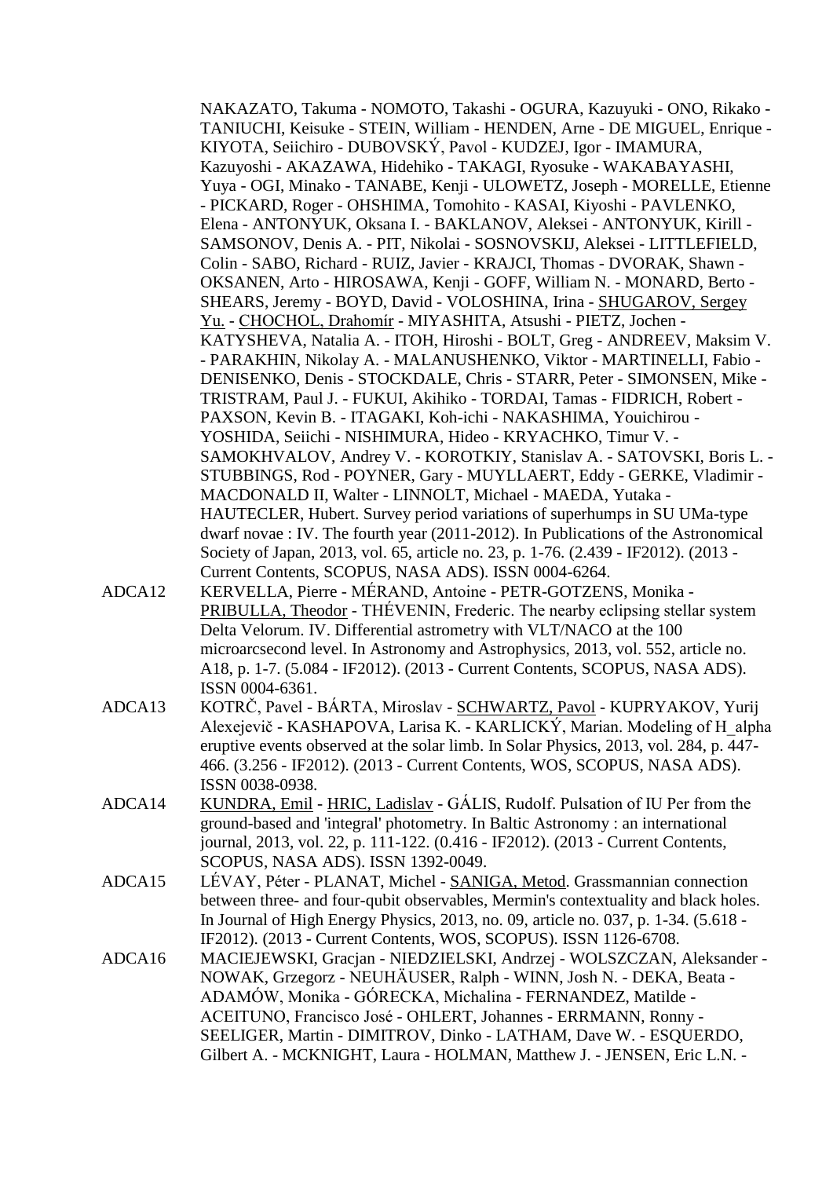NAKAZATO, Takuma - NOMOTO, Takashi - OGURA, Kazuyuki - ONO, Rikako - TANIUCHI, Keisuke - STEIN, William - HENDEN, Arne - DE MIGUEL, Enrique - KIYOTA, Seiichiro - DUBOVSKÝ, Pavol - KUDZEJ, Igor - IMAMURA, Kazuyoshi - AKAZAWA, Hidehiko - TAKAGI, Ryosuke - WAKABAYASHI, Yuya - OGI, Minako - TANABE, Kenji - ULOWETZ, Joseph - MORELLE, Etienne - PICKARD, Roger - OHSHIMA, Tomohito - KASAI, Kiyoshi - PAVLENKO, Elena - ANTONYUK, Oksana I. - BAKLANOV, Aleksei - ANTONYUK, Kirill - SAMSONOV, Denis A. - PIT, Nikolai - SOSNOVSKIJ, Aleksei - LITTLEFIELD, Colin - SABO, Richard - RUIZ, Javier - KRAJCI, Thomas - DVORAK, Shawn - OKSANEN, Arto - HIROSAWA, Kenji - GOFF, William N. - MONARD, Berto - SHEARS, Jeremy - BOYD, David - VOLOSHINA, Irina - SHUGAROV, Sergey Yu. - CHOCHOL, Drahomír - MIYASHITA, Atsushi - PIETZ, Jochen - KATYSHEVA, Natalia A. - ITOH, Hiroshi - BOLT, Greg - ANDREEV, Maksim V. - PARAKHIN, Nikolay A. - MALANUSHENKO, Viktor - MARTINELLI, Fabio - DENISENKO, Denis - STOCKDALE, Chris - STARR, Peter - SIMONSEN, Mike - TRISTRAM, Paul J. - FUKUI, Akihiko - TORDAI, Tamas - FIDRICH, Robert - PAXSON, Kevin B. - ITAGAKI, Koh-ichi - NAKASHIMA, Youichirou - YOSHIDA, Seiichi - NISHIMURA, Hideo - KRYACHKO, Timur V. - SAMOKHVALOV, Andrey V. - KOROTKIY, Stanislav A. - SATOVSKI, Boris L. - STUBBINGS, Rod - POYNER, Gary - MUYLLAERT, Eddy - GERKE, Vladimir - MACDONALD II, Walter - LINNOLT, Michael - MAEDA, Yutaka - HAUTECLER, Hubert. Survey period variations of superhumps in SU UMa-type dwarf novae : IV. The fourth year (2011-2012). In Publications of the Astronomical Society of Japan, 2013, vol. 65, article no. 23, p. 1-76. (2.439 - IF2012). (2013 - Current Contents, SCOPUS, NASA ADS). ISSN 0004-6264.

ADCA12 KERVELLA, Pierre - MÉRAND, Antoine - PETR-GOTZENS, Monika - PRIBULLA, Theodor - THÉVENIN, Frederic. The nearby eclipsing stellar system Delta Velorum. IV. Differential astrometry with VLT/NACO at the 100 microarcsecond level. In Astronomy and Astrophysics, 2013, vol. 552, article no. A18, p. 1-7. (5.084 - IF2012). (2013 - Current Contents, SCOPUS, NASA ADS). ISSN 0004-6361.

ADCA13 KOTRČ, Pavel - BÁRTA, Miroslav - SCHWARTZ, Pavol - KUPRYAKOV, Yurij Alexejevič - KASHAPOVA, Larisa K. - KARLICKÝ, Marian. Modeling of H_alpha eruptive events observed at the solar limb. In Solar Physics, 2013, vol. 284, p. 447-466. (3.256 - IF2012). (2013 - Current Contents, WOS, SCOPUS, NASA ADS). ISSN 0038-0938.

ADCA14 KUNDRA, Emil - HRIC, Ladislav - GÁLIS, Rudolf. Pulsation of IU Per from the ground-based and 'integral' photometry. In Baltic Astronomy : an international journal, 2013, vol. 22, p. 111-122. (0.416 - IF2012). (2013 - Current Contents, SCOPUS, NASA ADS). ISSN 1392-0049.

ADCA15 LÉVAY, Péter - PLANAT, Michel - SANIGA, Metod. Grassmannian connection between three- and four-qubit observables, Mermin's contextuality and black holes. In Journal of High Energy Physics, 2013, no. 09, article no. 037, p. 1-34. (5.618 - IF2012). (2013 - Current Contents, WOS, SCOPUS). ISSN 1126-6708.

ADCA16 MACIEJEWSKI, Gracjan - NIEDZIELSKI, Andrzej - WOLSZCZAN, Aleksander - NOWAK, Grzegorz - NEUHÄUSER, Ralph - WINN, Josh N. - DEKA, Beata - ADAMÓW, Monika - GÓRECKA, Michalina - FERNANDEZ, Matilde - ACEITUNO, Francisco José - OHLERT, Johannes - ERRMANN, Ronny - SEELIGER, Martin - DIMITROV, Dinko - LATHAM, Dave W. - ESQUERDO, Gilbert A. - MCKNIGHT, Laura - HOLMAN, Matthew J. - JENSEN, Eric L.N. -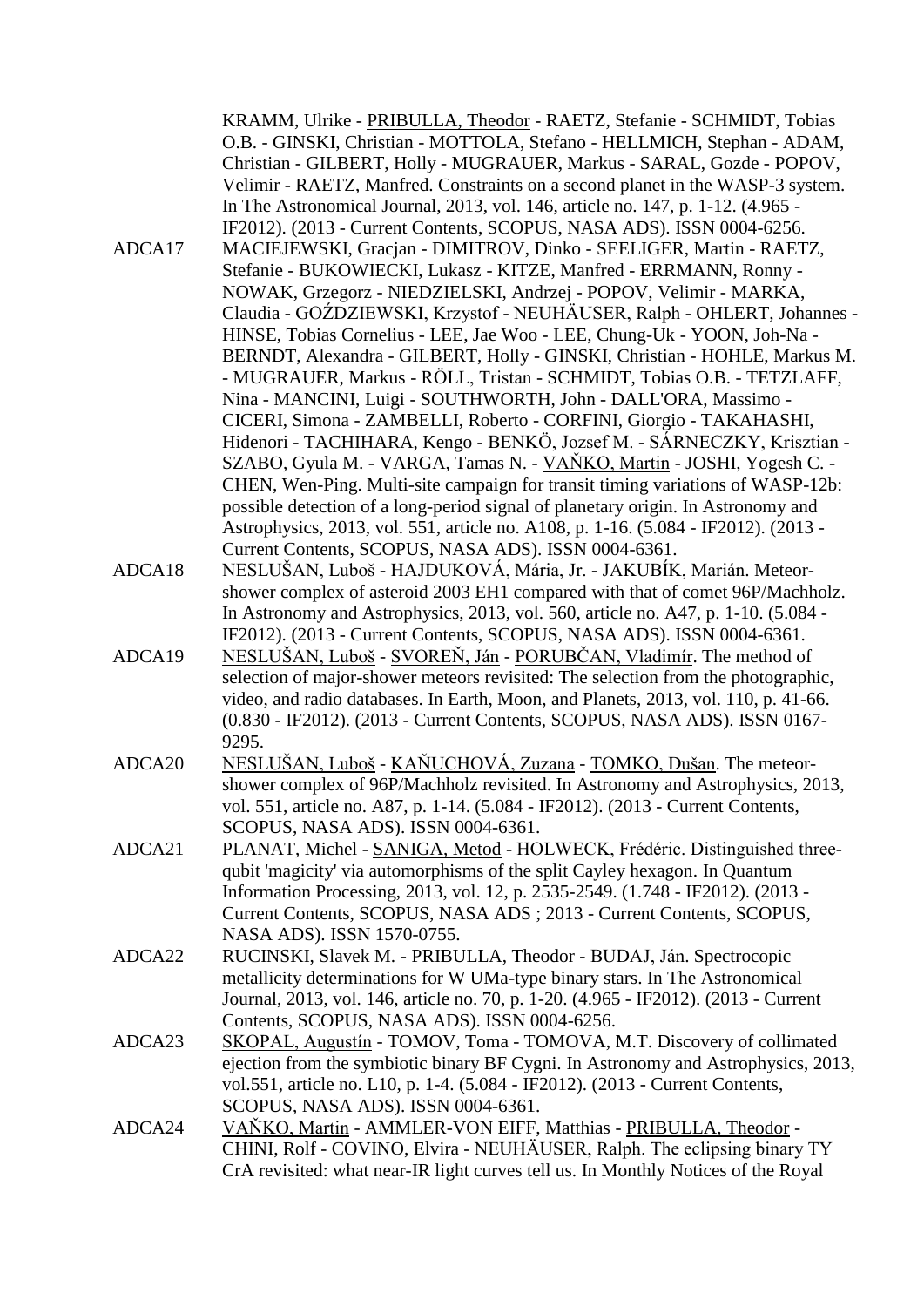KRAMM, Ulrike - PRIBULLA, Theodor - RAETZ, Stefanie - SCHMIDT, Tobias O.B. - GINSKI, Christian - MOTTOLA, Stefano - HELLMICH, Stephan - ADAM, Christian - GILBERT, Holly - MUGRAUER, Markus - SARAL, Gozde - POPOV, Velimir - RAETZ, Manfred. Constraints on a second planet in the WASP-3 system. In The Astronomical Journal, 2013, vol. 146, article no. 147, p. 1-12. (4.965 - IF2012). (2013 - Current Contents, SCOPUS, NASA ADS). ISSN 0004-6256.

ADCA17 MACIEJEWSKI, Gracjan - DIMITROV, Dinko - SEELIGER, Martin - RAETZ, Stefanie - BUKOWIECKI, Lukasz - KITZE, Manfred - ERRMANN, Ronny - NOWAK, Grzegorz - NIEDZIELSKI, Andrzej - POPOV, Velimir - MARKA, Claudia - GOŹDZIEWSKI, Krzystof - NEUHÄUSER, Ralph - OHLERT, Johannes - HINSE, Tobias Cornelius - LEE, Jae Woo - LEE, Chung-Uk - YOON, Joh-Na - BERNDT, Alexandra - GILBERT, Holly - GINSKI, Christian - HOHLE, Markus M. - MUGRAUER, Markus - RÖLL, Tristan - SCHMIDT, Tobias O.B. - TETZLAFF, Nina - MANCINI, Luigi - SOUTHWORTH, John - DALL'ORA, Massimo - CICERI, Simona - ZAMBELLI, Roberto - CORFINI, Giorgio - TAKAHASHI, Hidenori - TACHIHARA, Kengo - BENKÖ, Jozsef M. - SÁRNECZKY, Krisztian - SZABO, Gyula M. - VARGA, Tamas N. - VAŇKO, Martin - JOSHI, Yogesh C. - CHEN, Wen-Ping. Multi-site campaign for transit timing variations of WASP-12b: possible detection of a long-period signal of planetary origin. In Astronomy and Astrophysics, 2013, vol. 551, article no. A108, p. 1-16. (5.084 - IF2012). (2013 - Current Contents, SCOPUS, NASA ADS). ISSN 0004-6361.

ADCA18 NESLUŠAN, Luboš - HAJDUKOVÁ, Mária, Jr. - JAKUBÍK, Marián. Meteor-shower complex of asteroid 2003 EH1 compared with that of comet 96P/Machholz. In Astronomy and Astrophysics, 2013, vol. 560, article no. A47, p. 1-10. (5.084 - IF2012). (2013 - Current Contents, SCOPUS, NASA ADS). ISSN 0004-6361.

ADCA19 NESLUŠAN, Luboš - SVOREŇ, Ján - PORUBČAN, Vladimír. The method of selection of major-shower meteors revisited: The selection from the photographic, video, and radio databases. In Earth, Moon, and Planets, 2013, vol. 110, p. 41-66. (0.830 - IF2012). (2013 - Current Contents, SCOPUS, NASA ADS). ISSN 0167-9295.

ADCA20 NESLUŠAN, Luboš - KAŇUCHOVÁ, Zuzana - TOMKO, Dušan. The meteor-shower complex of 96P/Machholz revisited. In Astronomy and Astrophysics, 2013, vol. 551, article no. A87, p. 1-14. (5.084 - IF2012). (2013 - Current Contents, SCOPUS, NASA ADS). ISSN 0004-6361.

ADCA21 PLANAT, Michel - SANIGA, Metod - HOLWECK, Frédéric. Distinguished three-qubit 'magicity' via automorphisms of the split Cayley hexagon. In Quantum Information Processing, 2013, vol. 12, p. 2535-2549. (1.748 - IF2012). (2013 - Current Contents, SCOPUS, NASA ADS ; 2013 - Current Contents, SCOPUS, NASA ADS). ISSN 1570-0755.

ADCA22 RUCINSKI, Slavek M. - PRIBULLA, Theodor - BUDAJ, Ján. Spectrocopic metallicity determinations for W UMa-type binary stars. In The Astronomical Journal, 2013, vol. 146, article no. 70, p. 1-20. (4.965 - IF2012). (2013 - Current Contents, SCOPUS, NASA ADS). ISSN 0004-6256.

ADCA23 SKOPAL, Augustín - TOMOV, Toma - TOMOVA, M.T. Discovery of collimated ejection from the symbiotic binary BF Cygni. In Astronomy and Astrophysics, 2013, vol.551, article no. L10, p. 1-4. (5.084 - IF2012). (2013 - Current Contents, SCOPUS, NASA ADS). ISSN 0004-6361.

ADCA24 VAŇKO, Martin - AMMLER-VON EIFF, Matthias - PRIBULLA, Theodor - CHINI, Rolf - COVINO, Elvira - NEUHÄUSER, Ralph. The eclipsing binary TY CrA revisited: what near-IR light curves tell us. In Monthly Notices of the Royal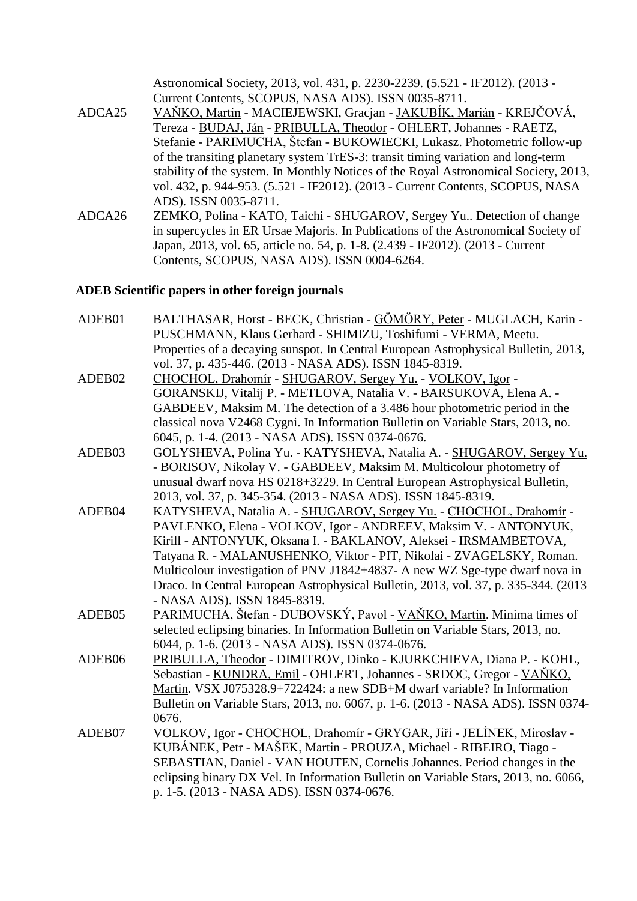Astronomical Society, 2013, vol. 431, p. 2230-2239. (5.521 - IF2012). (2013 - Current Contents, SCOPUS, NASA ADS). ISSN 0035-8711.

ADCA25 VAŇKO, Martin - MACIEJEWSKI, Gracjan - JAKUBÍK, Marián - KREJČOVÁ, Tereza - BUDAJ, Ján - PRIBULLA, Theodor - OHLERT, Johannes - RAETZ, Stefanie - PARIMUCHA, Štefan - BUKOWIECKI, Lukasz. Photometric follow-up of the transiting planetary system TrES-3: transit timing variation and long-term stability of the system. In Monthly Notices of the Royal Astronomical Society, 2013, vol. 432, p. 944-953. (5.521 - IF2012). (2013 - Current Contents, SCOPUS, NASA ADS). ISSN 0035-8711.

ADCA26 ZEMKO, Polina - KATO, Taichi - SHUGAROV, Sergey Yu.. Detection of change in supercycles in ER Ursae Majoris. In Publications of the Astronomical Society of Japan, 2013, vol. 65, article no. 54, p. 1-8. (2.439 - IF2012). (2013 - Current Contents, SCOPUS, NASA ADS). ISSN 0004-6264.

**ADEB Scientific papers in other foreign journals**

ADEB01 BALTHASAR, Horst - BECK, Christian - GÖMÖRY, Peter - MUGLACH, Karin - PUSCHMANN, Klaus Gerhard - SHIMIZU, Toshifumi - VERMA, Meetu. Properties of a decaying sunspot. In Central European Astrophysical Bulletin, 2013, vol. 37, p. 435-446. (2013 - NASA ADS). ISSN 1845-8319.

ADEB02 CHOCHOL, Drahomír - SHUGAROV, Sergey Yu. - VOLKOV, Igor - GORANSKIJ, Vitalij P. - METLOVA, Natalia V. - BARSUKOVA, Elena A. - GABDEEV, Maksim M. The detection of a 3.486 hour photometric period in the classical nova V2468 Cygni. In Information Bulletin on Variable Stars, 2013, no. 6045, p. 1-4. (2013 - NASA ADS). ISSN 0374-0676.

ADEB03 GOLYSHEVA, Polina Yu. - KATYSHEVA, Natalia A. - SHUGAROV, Sergey Yu. - BORISOV, Nikolay V. - GABDEEV, Maksim M. Multicolour photometry of unusual dwarf nova HS 0218+3229. In Central European Astrophysical Bulletin, 2013, vol. 37, p. 345-354. (2013 - NASA ADS). ISSN 1845-8319.

ADEB04 KATYSHEVA, Natalia A. - SHUGAROV, Sergey Yu. - CHOCHOL, Drahomír - PAVLENKO, Elena - VOLKOV, Igor - ANDREEV, Maksim V. - ANTONYUK, Kirill - ANTONYUK, Oksana I. - BAKLANOV, Aleksei - IRSMAMBETOVA, Tatyana R. - MALANUSHENKO, Viktor - PIT, Nikolai - ZVAGELSKY, Roman. Multicolour investigation of PNV J1842+4837- A new WZ Sge-type dwarf nova in Draco. In Central European Astrophysical Bulletin, 2013, vol. 37, p. 335-344. (2013 - NASA ADS). ISSN 1845-8319.

ADEB05 PARIMUCHA, Štefan - DUBOVSKÝ, Pavol - VAŇKO, Martin. Minima times of selected eclipsing binaries. In Information Bulletin on Variable Stars, 2013, no. 6044, p. 1-6. (2013 - NASA ADS). ISSN 0374-0676.

ADEB06 PRIBULLA, Theodor - DIMITROV, Dinko - KJURKCHIEVA, Diana P. - KOHL, Sebastian - KUNDRA, Emil - OHLERT, Johannes - SRDOC, Gregor - VAŇKO, Martin. VSX J075328.9+722424: a new SDB+M dwarf variable? In Information Bulletin on Variable Stars, 2013, no. 6067, p. 1-6. (2013 - NASA ADS). ISSN 0374-0676.

ADEB07 VOLKOV, Igor - CHOCHOL, Drahomír - GRYGAR, Jiří - JELÍNEK, Miroslav - KUBÁNEK, Petr - MAŠEK, Martin - PROUZA, Michael - RIBEIRO, Tiago - SEBASTIAN, Daniel - VAN HOUTEN, Cornelis Johannes. Period changes in the eclipsing binary DX Vel. In Information Bulletin on Variable Stars, 2013, no. 6066, p. 1-5. (2013 - NASA ADS). ISSN 0374-0676.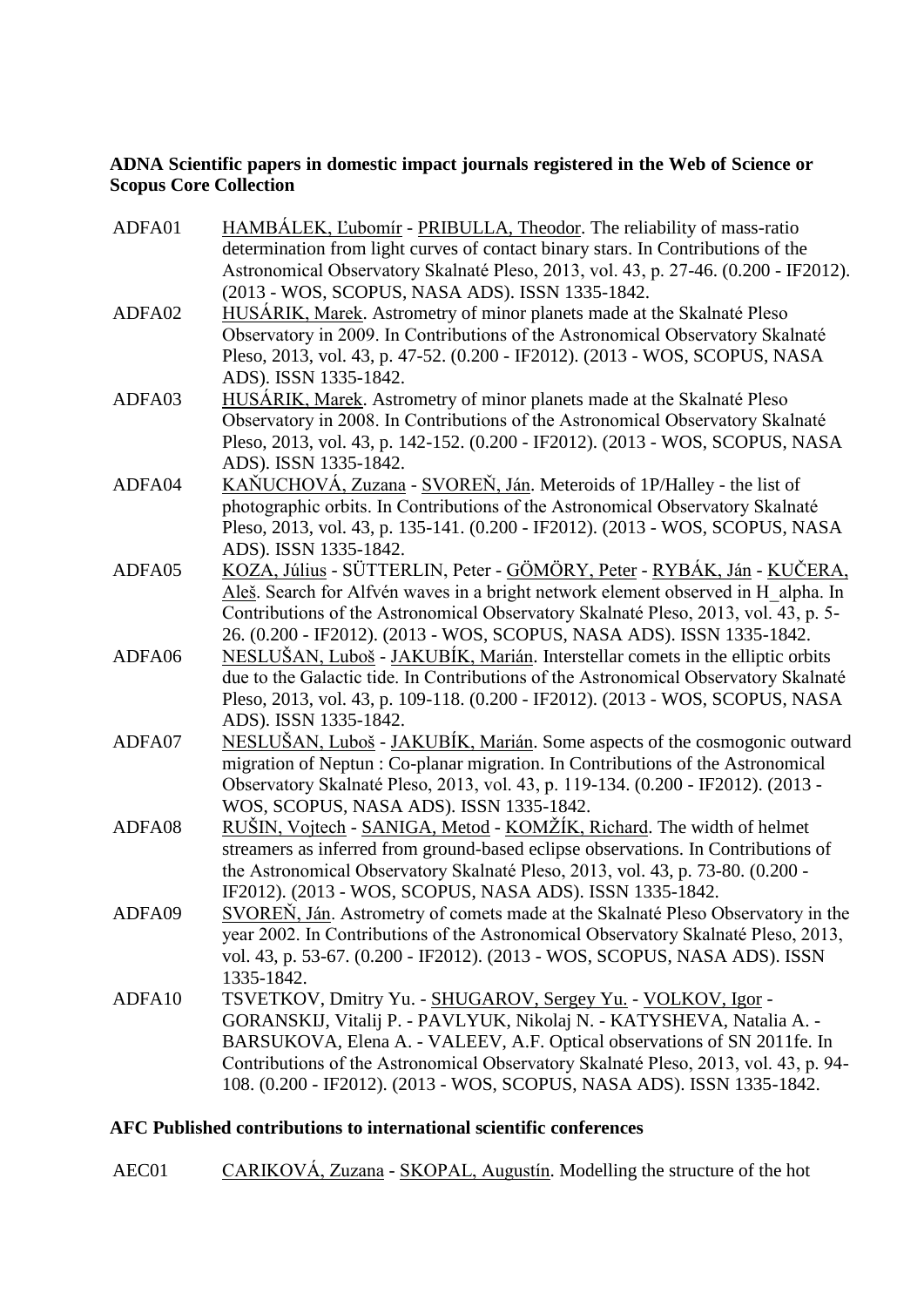**ADNA Scientific papers in domestic impact journals registered in the Web of Science or Scopus Core Collection**

ADFA01 HAMBÁLEK, Ľubomír - PRIBULLA, Theodor. The reliability of mass-ratio determination from light curves of contact binary stars. In Contributions of the Astronomical Observatory Skalnaté Pleso, 2013, vol. 43, p. 27-46. (0.200 - IF2012). (2013 - WOS, SCOPUS, NASA ADS). ISSN 1335-1842.

ADFA02 HUSÁRIK, Marek. Astrometry of minor planets made at the Skalnaté Pleso Observatory in 2009. In Contributions of the Astronomical Observatory Skalnaté Pleso, 2013, vol. 43, p. 47-52. (0.200 - IF2012). (2013 - WOS, SCOPUS, NASA ADS). ISSN 1335-1842.

ADFA03 HUSÁRIK, Marek. Astrometry of minor planets made at the Skalnaté Pleso Observatory in 2008. In Contributions of the Astronomical Observatory Skalnaté Pleso, 2013, vol. 43, p. 142-152. (0.200 - IF2012). (2013 - WOS, SCOPUS, NASA ADS). ISSN 1335-1842.

ADFA04 KAŇUCHOVÁ, Zuzana - SVOREŇ, Ján. Meteoroids of 1P/Halley - the list of photographic orbits. In Contributions of the Astronomical Observatory Skalnaté Pleso, 2013, vol. 43, p. 135-141. (0.200 - IF2012). (2013 - WOS, SCOPUS, NASA ADS). ISSN 1335-1842.

ADFA05 KOZA, Július - SÜTTERLIN, Peter - GÖMÖRY, Peter - RYBÁK, Ján - KUČERA, Aleš. Search for Alfvén waves in a bright network element observed in H_alpha. In Contributions of the Astronomical Observatory Skalnaté Pleso, 2013, vol. 43, p. 5-26. (0.200 - IF2012). (2013 - WOS, SCOPUS, NASA ADS). ISSN 1335-1842.

ADFA06 NESLUŠAN, Luboš - JAKUBÍK, Marián. Interstellar comets in the elliptic orbits due to the Galactic tide. In Contributions of the Astronomical Observatory Skalnaté Pleso, 2013, vol. 43, p. 109-118. (0.200 - IF2012). (2013 - WOS, SCOPUS, NASA ADS). ISSN 1335-1842.

ADFA07 NESLUŠAN, Luboš - JAKUBÍK, Marián. Some aspects of the cosmogonic outward migration of Neptun : Co-planar migration. In Contributions of the Astronomical Observatory Skalnaté Pleso, 2013, vol. 43, p. 119-134. (0.200 - IF2012). (2013 - WOS, SCOPUS, NASA ADS). ISSN 1335-1842.

ADFA08 RUŠIN, Vojtech - SANIGA, Metod - KOMŽÍK, Richard. The width of helmet streamers as inferred from ground-based eclipse observations. In Contributions of the Astronomical Observatory Skalnaté Pleso, 2013, vol. 43, p. 73-80. (0.200 - IF2012). (2013 - WOS, SCOPUS, NASA ADS). ISSN 1335-1842.

ADFA09 SVOREŇ, Ján. Astrometry of comets made at the Skalnaté Pleso Observatory in the year 2002. In Contributions of the Astronomical Observatory Skalnaté Pleso, 2013, vol. 43, p. 53-67. (0.200 - IF2012). (2013 - WOS, SCOPUS, NASA ADS). ISSN 1335-1842.

ADFA10 TSVETKOV, Dmitry Yu. - SHUGAROV, Sergey Yu. - VOLKOV, Igor - GORANSKIJ, Vitalij P. - PAVLYUK, Nikolaj N. - KATYSHEVA, Natalia A. - BARSUKOVA, Elena A. - VALEEV, A.F. Optical observations of SN 2011fe. In Contributions of the Astronomical Observatory Skalnaté Pleso, 2013, vol. 43, p. 94-108. (0.200 - IF2012). (2013 - WOS, SCOPUS, NASA ADS). ISSN 1335-1842.

**AFC Published contributions to international scientific conferences**

AEC01 CARIKOVÁ, Zuzana - SKOPAL, Augustín. Modelling the structure of the hot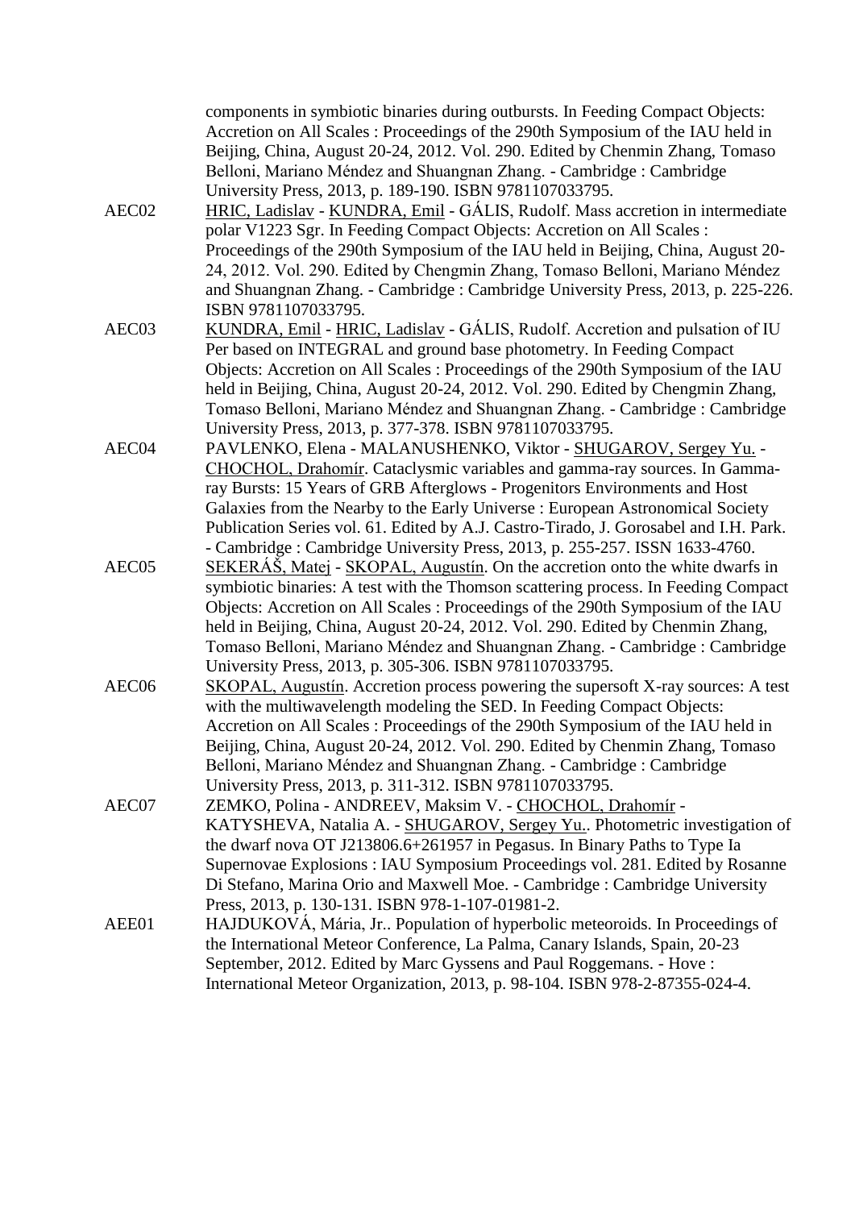components in symbiotic binaries during outbursts. In Feeding Compact Objects: Accretion on All Scales : Proceedings of the 290th Symposium of the IAU held in Beijing, China, August 20-24, 2012. Vol. 290. Edited by Chenmin Zhang, Tomaso Belloni, Mariano Méndez and Shuangnan Zhang. - Cambridge : Cambridge University Press, 2013, p. 189-190. ISBN 9781107033795.

AEC02 HRIC, Ladislav - KUNDRA, Emil - GÁLIS, Rudolf. Mass accretion in intermediate polar V1223 Sgr. In Feeding Compact Objects: Accretion on All Scales : Proceedings of the 290th Symposium of the IAU held in Beijing, China, August 20-24, 2012. Vol. 290. Edited by Chengmin Zhang, Tomaso Belloni, Mariano Méndez and Shuangnan Zhang. - Cambridge : Cambridge University Press, 2013, p. 225-226. ISBN 9781107033795.

AEC03 KUNDRA, Emil - HRIC, Ladislav - GÁLIS, Rudolf. Accretion and pulsation of IU Per based on INTEGRAL and ground base photometry. In Feeding Compact Objects: Accretion on All Scales : Proceedings of the 290th Symposium of the IAU held in Beijing, China, August 20-24, 2012. Vol. 290. Edited by Chengmin Zhang, Tomaso Belloni, Mariano Méndez and Shuangnan Zhang. - Cambridge : Cambridge University Press, 2013, p. 377-378. ISBN 9781107033795.

AEC04 PAVLENKO, Elena - MALANUSHENKO, Viktor - SHUGAROV, Sergey Yu. - CHOCHOL, Drahomír. Cataclysmic variables and gamma-ray sources. In Gamma-ray Bursts: 15 Years of GRB Afterglows - Progenitors Environments and Host Galaxies from the Nearby to the Early Universe : European Astronomical Society Publication Series vol. 61. Edited by A.J. Castro-Tirado, J. Gorosabel and I.H. Park. - Cambridge : Cambridge University Press, 2013, p. 255-257. ISSN 1633-4760.

AEC05 SEKERÁŠ, Matej - SKOPAL, Augustín. On the accretion onto the white dwarfs in symbiotic binaries: A test with the Thomson scattering process. In Feeding Compact Objects: Accretion on All Scales : Proceedings of the 290th Symposium of the IAU held in Beijing, China, August 20-24, 2012. Vol. 290. Edited by Chenmin Zhang, Tomaso Belloni, Mariano Méndez and Shuangnan Zhang. - Cambridge : Cambridge University Press, 2013, p. 305-306. ISBN 9781107033795.

AEC06 SKOPAL, Augustín. Accretion process powering the supersoft X-ray sources: A test with the multiwavelength modeling the SED. In Feeding Compact Objects: Accretion on All Scales : Proceedings of the 290th Symposium of the IAU held in Beijing, China, August 20-24, 2012. Vol. 290. Edited by Chenmin Zhang, Tomaso Belloni, Mariano Méndez and Shuangnan Zhang. - Cambridge : Cambridge University Press, 2013, p. 311-312. ISBN 9781107033795.

AEC07 ZEMKO, Polina - ANDREEV, Maksim V. - CHOCHOL, Drahomír - KATYSHEVA, Natalia A. - SHUGAROV, Sergey Yu.. Photometric investigation of the dwarf nova OT J213806.6+261957 in Pegasus. In Binary Paths to Type Ia Supernovae Explosions : IAU Symposium Proceedings vol. 281. Edited by Rosanne Di Stefano, Marina Orio and Maxwell Moe. - Cambridge : Cambridge University Press, 2013, p. 130-131. ISBN 978-1-107-01981-2.

AEE01 HAJDUKOVÁ, Mária, Jr.. Population of hyperbolic meteoroids. In Proceedings of the International Meteor Conference, La Palma, Canary Islands, Spain, 20-23 September, 2012. Edited by Marc Gyssens and Paul Roggemans. - Hove : International Meteor Organization, 2013, p. 98-104. ISBN 978-2-87355-024-4.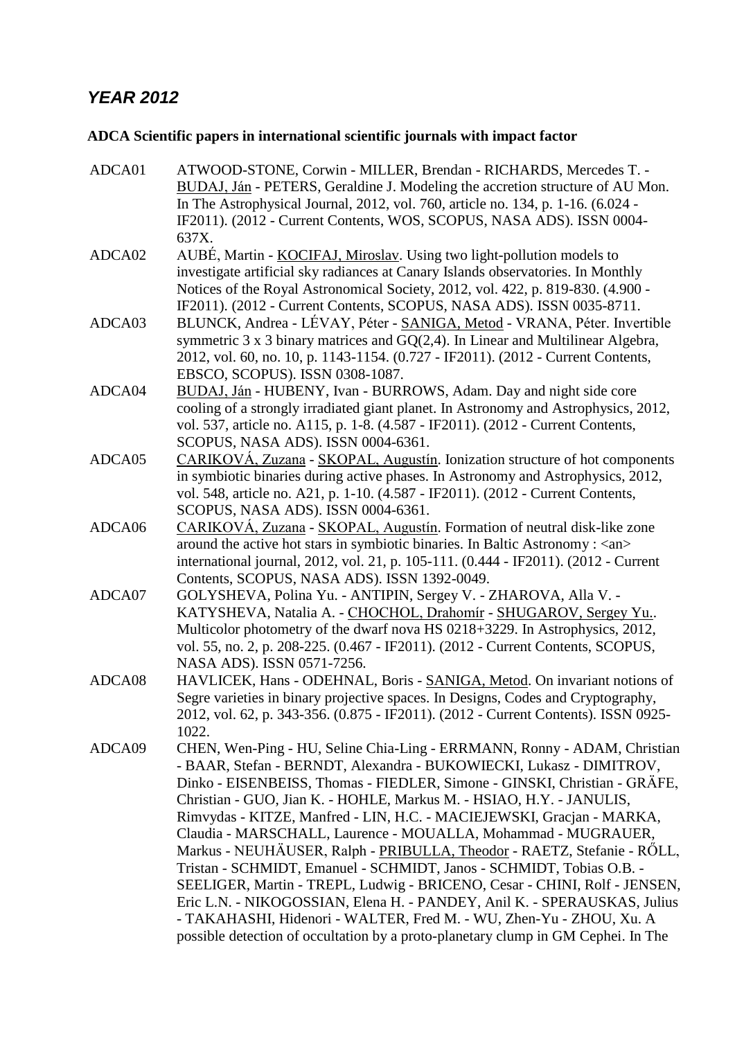## *YEAR 2012*

### ADCA Scientific papers in international scientific journals with impact factor

ADCA01 ATWOOD-STONE, Corwin - MILLER, Brendan - RICHARDS, Mercedes T. - BUDAJ, Ján - PETERS, Geraldine J. Modeling the accretion structure of AU Mon. In The Astrophysical Journal, 2012, vol. 760, article no. 134, p. 1-16. (6.024 - IF2011). (2012 - Current Contents, WOS, SCOPUS, NASA ADS). ISSN 0004-637X.

ADCA02 AUBÉ, Martin - KOCIFAJ, Miroslav. Using two light-pollution models to investigate artificial sky radiances at Canary Islands observatories. In Monthly Notices of the Royal Astronomical Society, 2012, vol. 422, p. 819-830. (4.900 - IF2011). (2012 - Current Contents, SCOPUS, NASA ADS). ISSN 0035-8711.

ADCA03 BLUNCK, Andrea - LÉVAY, Péter - SANIGA, Metod - VRANA, Péter. Invertible symmetric 3 x 3 binary matrices and GQ(2,4). In Linear and Multilinear Algebra, 2012, vol. 60, no. 10, p. 1143-1154. (0.727 - IF2011). (2012 - Current Contents, EBSCO, SCOPUS). ISSN 0308-1087.

ADCA04 BUDAJ, Ján - HUBENY, Ivan - BURROWS, Adam. Day and night side core cooling of a strongly irradiated giant planet. In Astronomy and Astrophysics, 2012, vol. 537, article no. A115, p. 1-8. (4.587 - IF2011). (2012 - Current Contents, SCOPUS, NASA ADS). ISSN 0004-6361.

ADCA05 CARIKOVÁ, Zuzana - SKOPAL, Augustín. Ionization structure of hot components in symbiotic binaries during active phases. In Astronomy and Astrophysics, 2012, vol. 548, article no. A21, p. 1-10. (4.587 - IF2011). (2012 - Current Contents, SCOPUS, NASA ADS). ISSN 0004-6361.

ADCA06 CARIKOVÁ, Zuzana - SKOPAL, Augustín. Formation of neutral disk-like zone around the active hot stars in symbiotic binaries. In Baltic Astronomy : <an> international journal, 2012, vol. 21, p. 105-111. (0.444 - IF2011). (2012 - Current Contents, SCOPUS, NASA ADS). ISSN 1392-0049.

ADCA07 GOLYSHEVA, Polina Yu. - ANTIPIN, Sergey V. - ZHAROVA, Alla V. - KATYSHEVA, Natalia A. - CHOCHOL, Drahomír - SHUGAROV, Sergey Yu.. Multicolor photometry of the dwarf nova HS 0218+3229. In Astrophysics, 2012, vol. 55, no. 2, p. 208-225. (0.467 - IF2011). (2012 - Current Contents, SCOPUS, NASA ADS). ISSN 0571-7256.

ADCA08 HAVLICEK, Hans - ODEHNAL, Boris - SANIGA, Metod. On invariant notions of Segre varieties in binary projective spaces. In Designs, Codes and Cryptography, 2012, vol. 62, p. 343-356. (0.875 - IF2011). (2012 - Current Contents). ISSN 0925-1022.

ADCA09 CHEN, Wen-Ping - HU, Seline Chia-Ling - ERRMANN, Ronny - ADAM, Christian - BAAR, Stefan - BERNDT, Alexandra - BUKOWIECKI, Lukasz - DIMITROV, Dinko - EISENBEISS, Thomas - FIEDLER, Simone - GINSKI, Christian - GRÄFE, Christian - GUO, Jian K. - HOHLE, Markus M. - HSIAO, H.Y. - JANULIS, Rimvydas - KITZE, Manfred - LIN, H.C. - MACIEJEWSKI, Gracjan - MARKA, Claudia - MARSCHALL, Laurence - MOUALLA, Mohammad - MUGRAUER, Markus - NEUHÄUSER, Ralph - PRIBULLA, Theodor - RAETZ, Stefanie - RŐLL, Tristan - SCHMIDT, Emanuel - SCHMIDT, Janos - SCHMIDT, Tobias O.B. - SEELIGER, Martin - TREPL, Ludwig - BRICENO, Cesar - CHINI, Rolf - JENSEN, Eric L.N. - NIKOGOSSIAN, Elena H. - PANDEY, Anil K. - SPERAUSKAS, Julius - TAKAHASHI, Hidenori - WALTER, Fred M. - WU, Zhen-Yu - ZHOU, Xu. A possible detection of occultation by a proto-planetary clump in GM Cephei. In The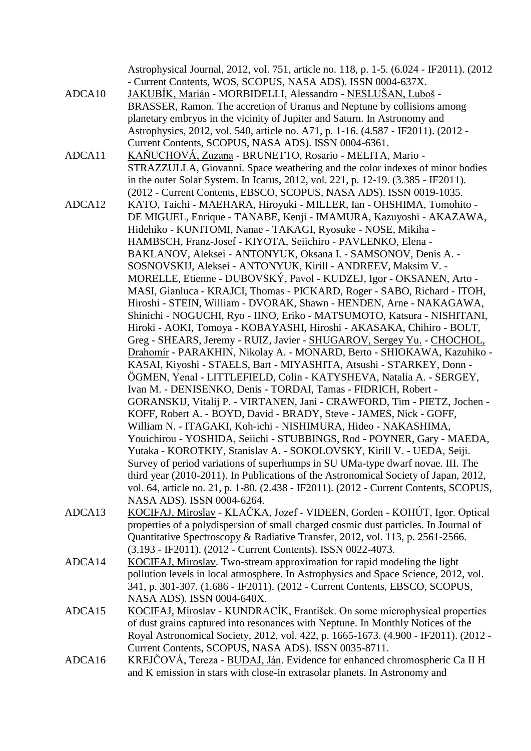Astrophysical Journal, 2012, vol. 751, article no. 118, p. 1-5. (6.024 - IF2011). (2012 - Current Contents, WOS, SCOPUS, NASA ADS). ISSN 0004-637X.

ADCA10 JAKUBÍK, Marián - MORBIDELLI, Alessandro - NESLUŠAN, Luboš - BRASSER, Ramon. The accretion of Uranus and Neptune by collisions among planetary embryos in the vicinity of Jupiter and Saturn. In Astronomy and Astrophysics, 2012, vol. 540, article no. A71, p. 1-16. (4.587 - IF2011). (2012 - Current Contents, SCOPUS, NASA ADS). ISSN 0004-6361.

ADCA11 KAŇUCHOVÁ, Zuzana - BRUNETTO, Rosario - MELITA, Mario - STRAZZULLA, Giovanni. Space weathering and the color indexes of minor bodies in the outer Solar System. In Icarus, 2012, vol. 221, p. 12-19. (3.385 - IF2011). (2012 - Current Contents, EBSCO, SCOPUS, NASA ADS). ISSN 0019-1035.

ADCA12 KATO, Taichi - MAEHARA, Hiroyuki - MILLER, Ian - OHSHIMA, Tomohito - DE MIGUEL, Enrique - TANABE, Kenji - IMAMURA, Kazuyoshi - AKAZAWA, Hidehiko - KUNITOMI, Nanae - TAKAGI, Ryosuke - NOSE, Mikiha - HAMBSCH, Franz-Josef - KIYOTA, Seiichiro - PAVLENKO, Elena - BAKLANOV, Aleksei - ANTONYUK, Oksana I. - SAMSONOV, Denis A. - SOSNOVSKIJ, Aleksei - ANTONYUK, Kirill - ANDREEV, Maksim V. - MORELLE, Etienne - DUBOVSKÝ, Pavol - KUDZEJ, Igor - OKSANEN, Arto - MASI, Gianluca - KRAJCI, Thomas - PICKARD, Roger - SABO, Richard - ITOH, Hiroshi - STEIN, William - DVORAK, Shawn - HENDEN, Arne - NAKAGAWA, Shinichi - NOGUCHI, Ryo - IINO, Eriko - MATSUMOTO, Katsura - NISHITANI, Hiroki - AOKI, Tomoya - KOBAYASHI, Hiroshi - AKASAKA, Chihiro - BOLT, Greg - SHEARS, Jeremy - RUIZ, Javier - SHUGAROV, Sergey Yu. - CHOCHOL, Drahomír - PARAKHIN, Nikolay A. - MONARD, Berto - SHIOKAWA, Kazuhiko - KASAI, Kiyoshi - STAELS, Bart - MIYASHITA, Atsushi - STARKEY, Donn - ÖGMEN, Yenal - LITTLEFIELD, Colin - KATYSHEVA, Natalia A. - SERGEY, Ivan M. - DENISENKO, Denis - TORDAI, Tamas - FIDRICH, Robert - GORANSKIJ, Vitalij P. - VIRTANEN, Jani - CRAWFORD, Tim - PIETZ, Jochen - KOFF, Robert A. - BOYD, David - BRADY, Steve - JAMES, Nick - GOFF, William N. - ITAGAKI, Koh-ichi - NISHIMURA, Hideo - NAKASHIMA, Youichirou - YOSHIDA, Seiichi - STUBBINGS, Rod - POYNER, Gary - MAEDA, Yutaka - KOROTKIY, Stanislav A. - SOKOLOVSKY, Kirill V. - UEDA, Seiji. Survey of period variations of superhumps in SU UMa-type dwarf novae. III. The third year (2010-2011). In Publications of the Astronomical Society of Japan, 2012, vol. 64, article no. 21, p. 1-80. (2.438 - IF2011). (2012 - Current Contents, SCOPUS, NASA ADS). ISSN 0004-6264.

ADCA13 KOCIFAJ, Miroslav - KLAČKA, Jozef - VIDEEN, Gorden - KOHÚT, Igor. Optical properties of a polydispersion of small charged cosmic dust particles. In Journal of Quantitative Spectroscopy & Radiative Transfer, 2012, vol. 113, p. 2561-2566. (3.193 - IF2011). (2012 - Current Contents). ISSN 0022-4073.

ADCA14 KOCIFAJ, Miroslav. Two-stream approximation for rapid modeling the light pollution levels in local atmosphere. In Astrophysics and Space Science, 2012, vol. 341, p. 301-307. (1.686 - IF2011). (2012 - Current Contents, EBSCO, SCOPUS, NASA ADS). ISSN 0004-640X.

ADCA15 KOCIFAJ, Miroslav - KUNDRACÍK, František. On some microphysical properties of dust grains captured into resonances with Neptune. In Monthly Notices of the Royal Astronomical Society, 2012, vol. 422, p. 1665-1673. (4.900 - IF2011). (2012 - Current Contents, SCOPUS, NASA ADS). ISSN 0035-8711.

ADCA16 KREJČOVÁ, Tereza - BUDAJ, Ján. Evidence for enhanced chromospheric Ca II H and K emission in stars with close-in extrasolar planets. In Astronomy and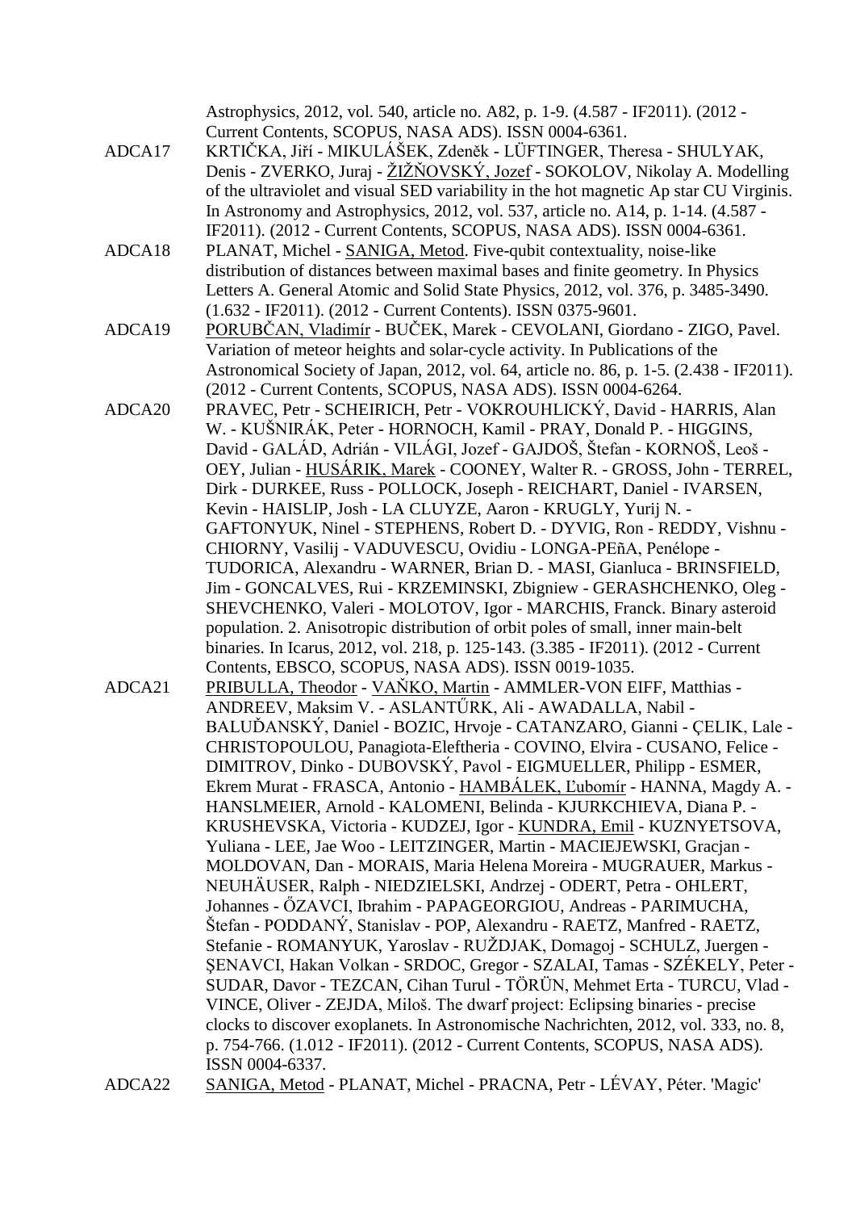Astrophysics, 2012, vol. 540, article no. A82, p. 1-9. (4.587 - IF2011). (2012 - Current Contents, SCOPUS, NASA ADS). ISSN 0004-6361.

ADCA17 KRTIČKA, Jiří - MIKULÁŠEK, Zdeněk - LÜFTINGER, Theresa - SHULYAK, Denis - ZVERKO, Juraj - ŽIŽŇOVSKÝ, Jozef - SOKOLOV, Nikolay A. Modelling of the ultraviolet and visual SED variability in the hot magnetic Ap star CU Virginis. In Astronomy and Astrophysics, 2012, vol. 537, article no. A14, p. 1-14. (4.587 - IF2011). (2012 - Current Contents, SCOPUS, NASA ADS). ISSN 0004-6361.

ADCA18 PLANAT, Michel - SANIGA, Metod. Five-qubit contextuality, noise-like distribution of distances between maximal bases and finite geometry. In Physics Letters A. General Atomic and Solid State Physics, 2012, vol. 376, p. 3485-3490. (1.632 - IF2011). (2012 - Current Contents). ISSN 0375-9601.

ADCA19 PORUBČAN, Vladimír - BUČEK, Marek - CEVOLANI, Giordano - ZIGO, Pavel. Variation of meteor heights and solar-cycle activity. In Publications of the Astronomical Society of Japan, 2012, vol. 64, article no. 86, p. 1-5. (2.438 - IF2011). (2012 - Current Contents, SCOPUS, NASA ADS). ISSN 0004-6264.

ADCA20 PRAVEC, Petr - SCHEIRICH, Petr - VOKROUHLICKÝ, David - HARRIS, Alan W. - KUŠNIRÁK, Peter - HORNOCH, Kamil - PRAY, Donald P. - HIGGINS, David - GALÁD, Adrián - VILÁGI, Jozef - GAJDOŠ, Štefan - KORNOŠ, Leoš - OEY, Julian - HUSÁRIK, Marek - COONEY, Walter R. - GROSS, John - TERREL, Dirk - DURKEE, Russ - POLLOCK, Joseph - REICHART, Daniel - IVARSEN, Kevin - HAISLIP, Josh - LA CLUYZE, Aaron - KRUGLY, Yurij N. - GAFTONYUK, Ninel - STEPHENS, Robert D. - DYVIG, Ron - REDDY, Vishnu - CHIORNY, Vasilij - VADUVESCU, Ovidiu - LONGA-PEñA, Penélope - TUDORICA, Alexandru - WARNER, Brian D. - MASI, Gianluca - BRINSFIELD, Jim - GONCALVES, Rui - KRZEMINSKI, Zbigniew - GERASHCHENKO, Oleg - SHEVCHENKO, Valeri - MOLOTOV, Igor - MARCHIS, Franck. Binary asteroid population. 2. Anisotropic distribution of orbit poles of small, inner main-belt binaries. In Icarus, 2012, vol. 218, p. 125-143. (3.385 - IF2011). (2012 - Current Contents, EBSCO, SCOPUS, NASA ADS). ISSN 0019-1035.

ADCA21 PRIBULLA, Theodor - VAŇKO, Martin - AMMLER-VON EIFF, Matthias - ANDREEV, Maksim V. - ASLANTŰRK, Ali - AWADALLA, Nabil - BALUĎANSKÝ, Daniel - BOZIC, Hrvoje - CATANZARO, Gianni - ÇELIK, Lale - CHRISTOPOULOU, Panagiota-Eleftheria - COVINO, Elvira - CUSANO, Felice - DIMITROV, Dinko - DUBOVSKÝ, Pavol - EIGMUELLER, Philipp - ESMER, Ekrem Murat - FRASCA, Antonio - HAMBÁLEK, Ľubomír - HANNA, Magdy A. - HANSLMEIER, Arnold - KALOMENI, Belinda - KJURKCHIEVA, Diana P. - KRUSHEVSKA, Victoria - KUDZEJ, Igor - KUNDRA, Emil - KUZNYETSOVA, Yuliana - LEE, Jae Woo - LEITZINGER, Martin - MACIEJEWSKI, Gracjan - MOLDOVAN, Dan - MORAIS, Maria Helena Moreira - MUGRAUER, Markus - NEUHÄUSER, Ralph - NIEDZIELSKI, Andrzej - ODERT, Petra - OHLERT, Johannes - ŐZAVCI, Ibrahim - PAPAGEORGIOU, Andreas - PARIMUCHA, Štefan - PODDANÝ, Stanislav - POP, Alexandru - RAETZ, Manfred - RAETZ, Stefanie - ROMANYUK, Yaroslav - RUŽDJAK, Domagoj - SCHULZ, Juergen - ŞENAVCI, Hakan Volkan - SRDOC, Gregor - SZALAI, Tamas - SZÉKELY, Peter - SUDAR, Davor - TEZCAN, Cihan Turul - TÖRÜN, Mehmet Erta - TURCU, Vlad - VINCE, Oliver - ZEJDA, Miloš. The dwarf project: Eclipsing binaries - precise clocks to discover exoplanets. In Astronomische Nachrichten, 2012, vol. 333, no. 8, p. 754-766. (1.012 - IF2011). (2012 - Current Contents, SCOPUS, NASA ADS). ISSN 0004-6337.

ADCA22 SANIGA, Metod - PLANAT, Michel - PRACNA, Petr - LÉVAY, Péter. 'Magic'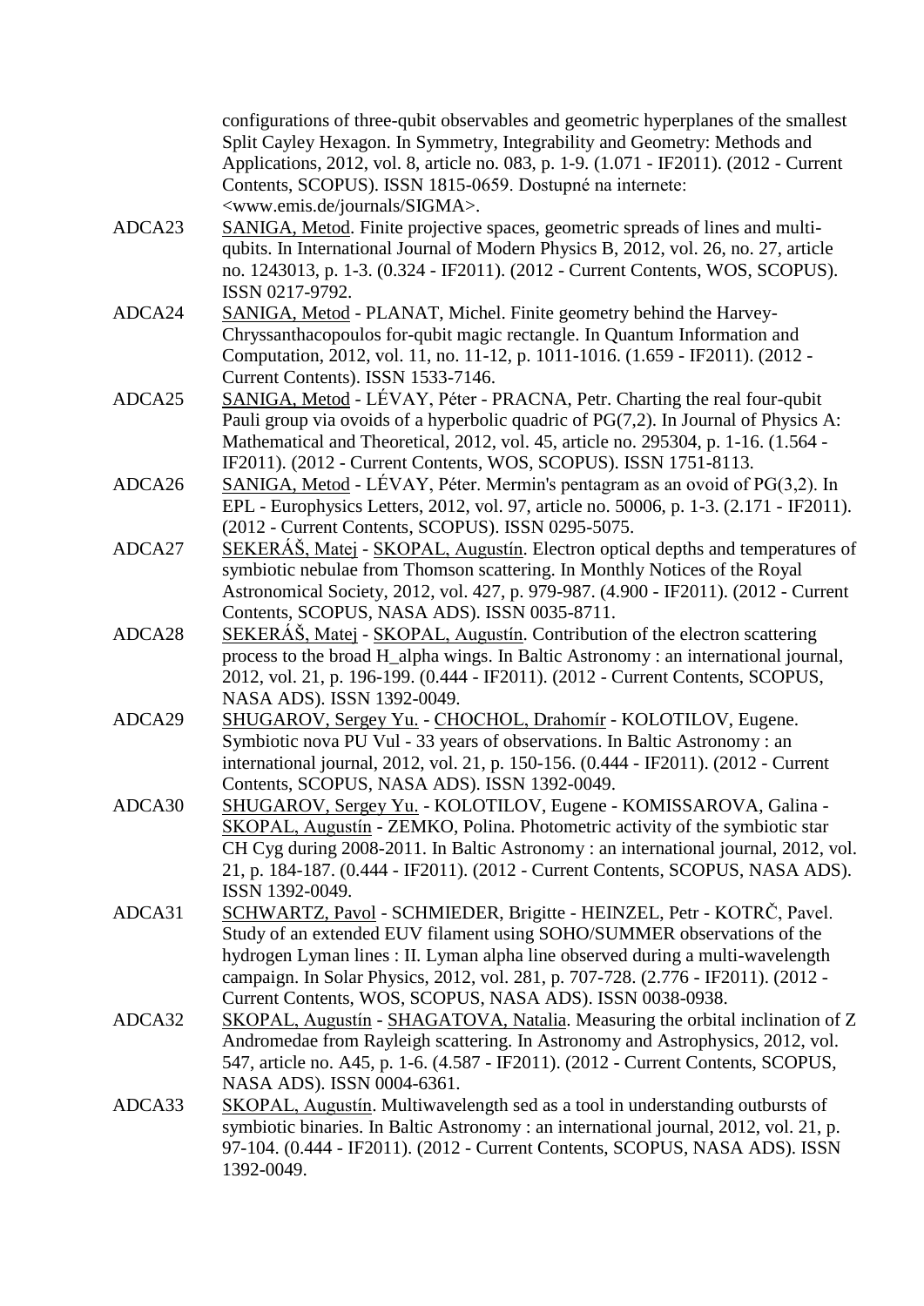configurations of three-qubit observables and geometric hyperplanes of the smallest Split Cayley Hexagon. In Symmetry, Integrability and Geometry: Methods and Applications, 2012, vol. 8, article no. 083, p. 1-9. (1.071 - IF2011). (2012 - Current Contents, SCOPUS). ISSN 1815-0659. Dostupné na internete: <www.emis.de/journals/SIGMA>.

ADCA23 SANIGA, Metod. Finite projective spaces, geometric spreads of lines and multi-qubits. In International Journal of Modern Physics B, 2012, vol. 26, no. 27, article no. 1243013, p. 1-3. (0.324 - IF2011). (2012 - Current Contents, WOS, SCOPUS). ISSN 0217-9792.

ADCA24 SANIGA, Metod - PLANAT, Michel. Finite geometry behind the Harvey-Chryssanthacopoulos for-qubit magic rectangle. In Quantum Information and Computation, 2012, vol. 11, no. 11-12, p. 1011-1016. (1.659 - IF2011). (2012 - Current Contents). ISSN 1533-7146.

ADCA25 SANIGA, Metod - LÉVAY, Péter - PRACNA, Petr. Charting the real four-qubit Pauli group via ovoids of a hyperbolic quadric of PG(7,2). In Journal of Physics A: Mathematical and Theoretical, 2012, vol. 45, article no. 295304, p. 1-16. (1.564 - IF2011). (2012 - Current Contents, WOS, SCOPUS). ISSN 1751-8113.

ADCA26 SANIGA, Metod - LÉVAY, Péter. Mermin's pentagram as an ovoid of PG(3,2). In EPL - Europhysics Letters, 2012, vol. 97, article no. 50006, p. 1-3. (2.171 - IF2011). (2012 - Current Contents, SCOPUS). ISSN 0295-5075.

ADCA27 SEKERÁŠ, Matej - SKOPAL, Augustín. Electron optical depths and temperatures of symbiotic nebulae from Thomson scattering. In Monthly Notices of the Royal Astronomical Society, 2012, vol. 427, p. 979-987. (4.900 - IF2011). (2012 - Current Contents, SCOPUS, NASA ADS). ISSN 0035-8711.

ADCA28 SEKERÁŠ, Matej - SKOPAL, Augustín. Contribution of the electron scattering process to the broad H_alpha wings. In Baltic Astronomy : an international journal, 2012, vol. 21, p. 196-199. (0.444 - IF2011). (2012 - Current Contents, SCOPUS, NASA ADS). ISSN 1392-0049.

ADCA29 SHUGAROV, Sergey Yu. - CHOCHOL, Drahomír - KOLOTILOV, Eugene. Symbiotic nova PU Vul - 33 years of observations. In Baltic Astronomy : an international journal, 2012, vol. 21, p. 150-156. (0.444 - IF2011). (2012 - Current Contents, SCOPUS, NASA ADS). ISSN 1392-0049.

ADCA30 SHUGAROV, Sergey Yu. - KOLOTILOV, Eugene - KOMISSAROVA, Galina - SKOPAL, Augustín - ZEMKO, Polina. Photometric activity of the symbiotic star CH Cyg during 2008-2011. In Baltic Astronomy : an international journal, 2012, vol. 21, p. 184-187. (0.444 - IF2011). (2012 - Current Contents, SCOPUS, NASA ADS). ISSN 1392-0049.

ADCA31 SCHWARTZ, Pavol - SCHMIEDER, Brigitte - HEINZEL, Petr - KOTRČ, Pavel. Study of an extended EUV filament using SOHO/SUMMER observations of the hydrogen Lyman lines : II. Lyman alpha line observed during a multi-wavelength campaign. In Solar Physics, 2012, vol. 281, p. 707-728. (2.776 - IF2011). (2012 - Current Contents, WOS, SCOPUS, NASA ADS). ISSN 0038-0938.

ADCA32 SKOPAL, Augustín - SHAGATOVA, Natalia. Measuring the orbital inclination of Z Andromedae from Rayleigh scattering. In Astronomy and Astrophysics, 2012, vol. 547, article no. A45, p. 1-6. (4.587 - IF2011). (2012 - Current Contents, SCOPUS, NASA ADS). ISSN 0004-6361.

ADCA33 SKOPAL, Augustín. Multiwavelength sed as a tool in understanding outbursts of symbiotic binaries. In Baltic Astronomy : an international journal, 2012, vol. 21, p. 97-104. (0.444 - IF2011). (2012 - Current Contents, SCOPUS, NASA ADS). ISSN 1392-0049.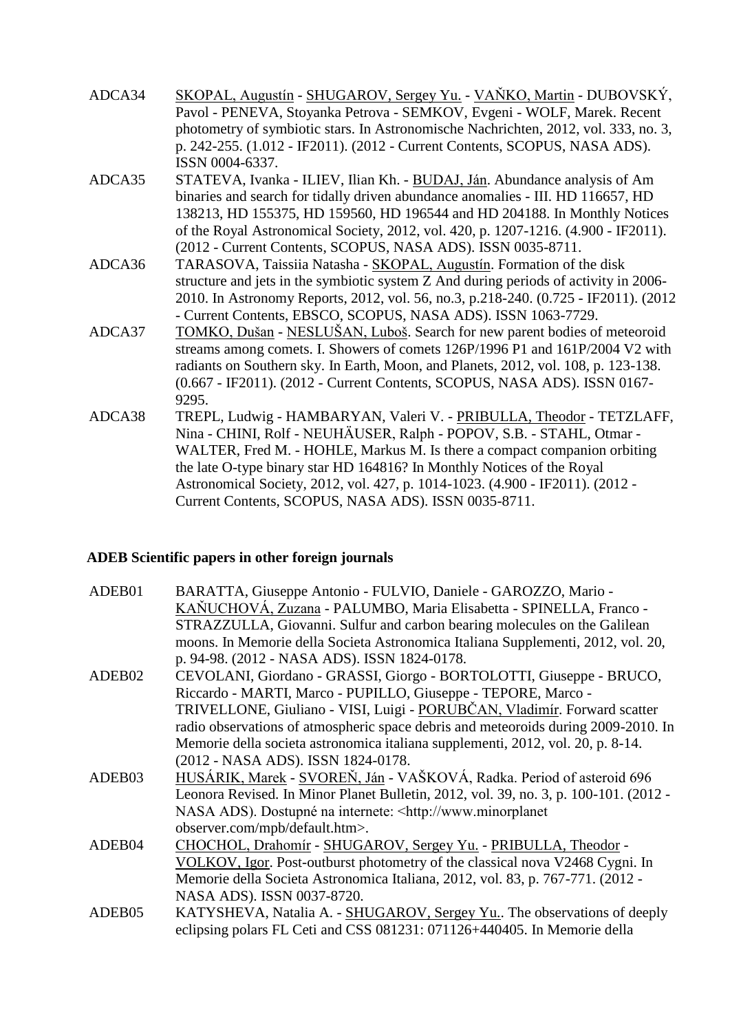ADCA34 SKOPAL, Augustín - SHUGAROV, Sergey Yu. - VAŇKO, Martin - DUBOVSKÝ, Pavol - PENEVA, Stoyanka Petrova - SEMKOV, Evgeni - WOLF, Marek. Recent photometry of symbiotic stars. In Astronomische Nachrichten, 2012, vol. 333, no. 3, p. 242-255. (1.012 - IF2011). (2012 - Current Contents, SCOPUS, NASA ADS). ISSN 0004-6337.

ADCA35 STATEVA, Ivanka - ILIEV, Ilian Kh. - BUDAJ, Ján. Abundance analysis of Am binaries and search for tidally driven abundance anomalies - III. HD 116657, HD 138213, HD 155375, HD 159560, HD 196544 and HD 204188. In Monthly Notices of the Royal Astronomical Society, 2012, vol. 420, p. 1207-1216. (4.900 - IF2011). (2012 - Current Contents, SCOPUS, NASA ADS). ISSN 0035-8711.

ADCA36 TARASOVA, Taissiia Natasha - SKOPAL, Augustín. Formation of the disk structure and jets in the symbiotic system Z And during periods of activity in 2006-2010. In Astronomy Reports, 2012, vol. 56, no.3, p.218-240. (0.725 - IF2011). (2012 - Current Contents, EBSCO, SCOPUS, NASA ADS). ISSN 1063-7729.

ADCA37 TOMKO, Dušan - NESLUŠAN, Luboš. Search for new parent bodies of meteoroid streams among comets. I. Showers of comets 126P/1996 P1 and 161P/2004 V2 with radiants on Southern sky. In Earth, Moon, and Planets, 2012, vol. 108, p. 123-138. (0.667 - IF2011). (2012 - Current Contents, SCOPUS, NASA ADS). ISSN 0167-9295.

ADCA38 TREPL, Ludwig - HAMBARYAN, Valeri V. - PRIBULLA, Theodor - TETZLAFF, Nina - CHINI, Rolf - NEUHÄUSER, Ralph - POPOV, S.B. - STAHL, Otmar - WALTER, Fred M. - HOHLE, Markus M. Is there a compact companion orbiting the late O-type binary star HD 164816? In Monthly Notices of the Royal Astronomical Society, 2012, vol. 427, p. 1014-1023. (4.900 - IF2011). (2012 - Current Contents, SCOPUS, NASA ADS). ISSN 0035-8711.

**ADEB Scientific papers in other foreign journals**

ADEB01 BARATTA, Giuseppe Antonio - FULVIO, Daniele - GAROZZO, Mario - KAŇUCHOVÁ, Zuzana - PALUMBO, Maria Elisabetta - SPINELLA, Franco - STRAZZULLA, Giovanni. Sulfur and carbon bearing molecules on the Galilean moons. In Memorie della Societa Astronomica Italiana Supplementi, 2012, vol. 20, p. 94-98. (2012 - NASA ADS). ISSN 1824-0178.

ADEB02 CEVOLANI, Giordano - GRASSI, Giorgo - BORTOLOTTI, Giuseppe - BRUCO, Riccardo - MARTI, Marco - PUPILLO, Giuseppe - TEPORE, Marco - TRIVELLONE, Giuliano - VISI, Luigi - PORUBČAN, Vladimír. Forward scatter radio observations of atmospheric space debris and meteoroids during 2009-2010. In Memorie della societa astronomica italiana supplementi, 2012, vol. 20, p. 8-14. (2012 - NASA ADS). ISSN 1824-0178.

ADEB03 HUSÁRIK, Marek - SVOREŇ, Ján - VAŠKOVÁ, Radka. Period of asteroid 696 Leonora Revised. In Minor Planet Bulletin, 2012, vol. 39, no. 3, p. 100-101. (2012 - NASA ADS). Dostupné na internete: <http://www.minorplanet observer.com/mpb/default.htm>.

ADEB04 CHOCHOL, Drahomír - SHUGAROV, Sergey Yu. - PRIBULLA, Theodor - VOLKOV, Igor. Post-outburst photometry of the classical nova V2468 Cygni. In Memorie della Societa Astronomica Italiana, 2012, vol. 83, p. 767-771. (2012 - NASA ADS). ISSN 0037-8720.

ADEB05 KATYSHEVA, Natalia A. - SHUGAROV, Sergey Yu.. The observations of deeply eclipsing polars FL Ceti and CSS 081231: 071126+440405. In Memorie della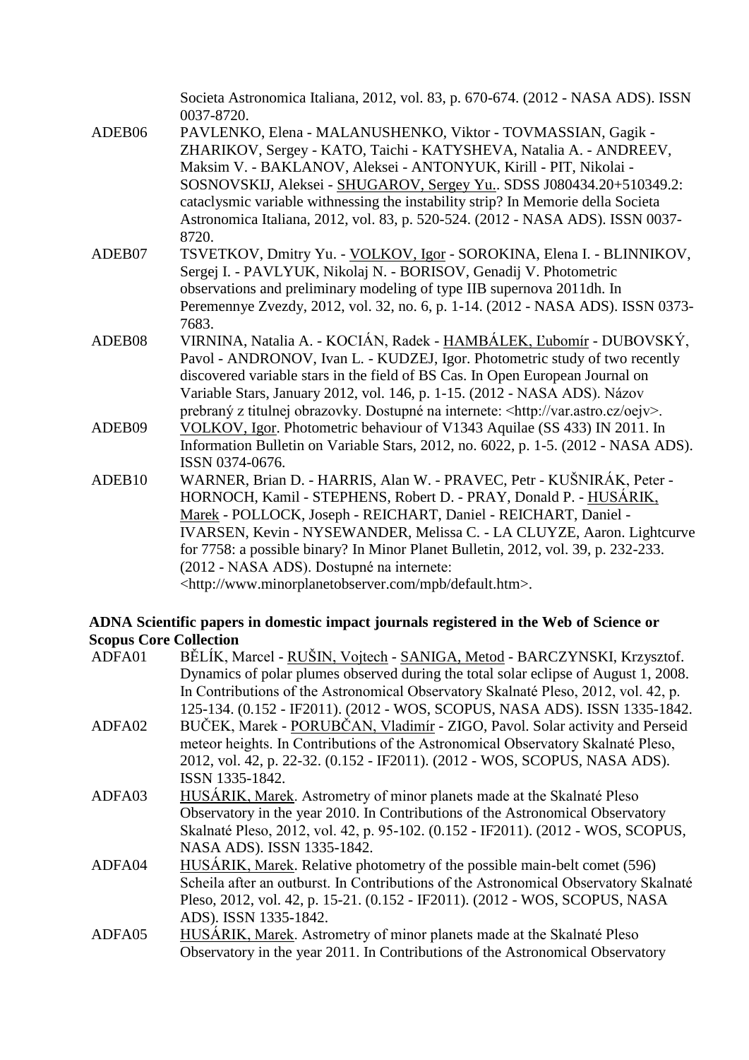Societa Astronomica Italiana, 2012, vol. 83, p. 670-674. (2012 - NASA ADS). ISSN 0037-8720.

ADEB06 PAVLENKO, Elena - MALANUSHENKO, Viktor - TOVMASSIAN, Gagik - ZHARIKOV, Sergey - KATO, Taichi - KATYSHEVA, Natalia A. - ANDREEV, Maksim V. - BAKLANOV, Aleksei - ANTONYUK, Kirill - PIT, Nikolai - SOSNOVSKIJ, Aleksei - SHUGAROV, Sergey Yu.. SDSS J080434.20+510349.2: cataclysmic variable withnessing the instability strip? In Memorie della Societa Astronomica Italiana, 2012, vol. 83, p. 520-524. (2012 - NASA ADS). ISSN 0037-8720.

ADEB07 TSVETKOV, Dmitry Yu. - VOLKOV, Igor - SOROKINA, Elena I. - BLINNIKOV, Sergej I. - PAVLYUK, Nikolaj N. - BORISOV, Genadij V. Photometric observations and preliminary modeling of type IIB supernova 2011dh. In Peremennye Zvezdy, 2012, vol. 32, no. 6, p. 1-14. (2012 - NASA ADS). ISSN 0373-7683.

ADEB08 VIRNINA, Natalia A. - KOCIÁN, Radek - HAMBÁLEK, Ľubomír - DUBOVSKÝ, Pavol - ANDRONOV, Ivan L. - KUDZEJ, Igor. Photometric study of two recently discovered variable stars in the field of BS Cas. In Open European Journal on Variable Stars, January 2012, vol. 146, p. 1-15. (2012 - NASA ADS). Názov prebraný z titulnej obrazovky. Dostupné na internete: <http://var.astro.cz/oejv>.

ADEB09 VOLKOV, Igor. Photometric behaviour of V1343 Aquilae (SS 433) IN 2011. In Information Bulletin on Variable Stars, 2012, no. 6022, p. 1-5. (2012 - NASA ADS). ISSN 0374-0676.

ADEB10 WARNER, Brian D. - HARRIS, Alan W. - PRAVEC, Petr - KUŠNIRÁK, Peter - HORNOCH, Kamil - STEPHENS, Robert D. - PRAY, Donald P. - HUSÁRIK, Marek - POLLOCK, Joseph - REICHART, Daniel - REICHART, Daniel - IVARSEN, Kevin - NYSEWANDER, Melissa C. - LA CLUYZE, Aaron. Lightcurve for 7758: a possible binary? In Minor Planet Bulletin, 2012, vol. 39, p. 232-233. (2012 - NASA ADS). Dostupné na internete: <http://www.minorplanetobserver.com/mpb/default.htm>.

**ADNA Scientific papers in domestic impact journals registered in the Web of Science or Scopus Core Collection**

ADFA01 BĚLÍK, Marcel - RUŠIN, Vojtech - SANIGA, Metod - BARCZYNSKI, Krzysztof. Dynamics of polar plumes observed during the total solar eclipse of August 1, 2008. In Contributions of the Astronomical Observatory Skalnaté Pleso, 2012, vol. 42, p. 125-134. (0.152 - IF2011). (2012 - WOS, SCOPUS, NASA ADS). ISSN 1335-1842.

ADFA02 BUČEK, Marek - PORUBČAN, Vladimír - ZIGO, Pavol. Solar activity and Perseid meteor heights. In Contributions of the Astronomical Observatory Skalnaté Pleso, 2012, vol. 42, p. 22-32. (0.152 - IF2011). (2012 - WOS, SCOPUS, NASA ADS). ISSN 1335-1842.

ADFA03 HUSÁRIK, Marek. Astrometry of minor planets made at the Skalnaté Pleso Observatory in the year 2010. In Contributions of the Astronomical Observatory Skalnaté Pleso, 2012, vol. 42, p. 95-102. (0.152 - IF2011). (2012 - WOS, SCOPUS, NASA ADS). ISSN 1335-1842.

ADFA04 HUSÁRIK, Marek. Relative photometry of the possible main-belt comet (596) Scheila after an outburst. In Contributions of the Astronomical Observatory Skalnaté Pleso, 2012, vol. 42, p. 15-21. (0.152 - IF2011). (2012 - WOS, SCOPUS, NASA ADS). ISSN 1335-1842.

ADFA05 HUSÁRIK, Marek. Astrometry of minor planets made at the Skalnaté Pleso Observatory in the year 2011. In Contributions of the Astronomical Observatory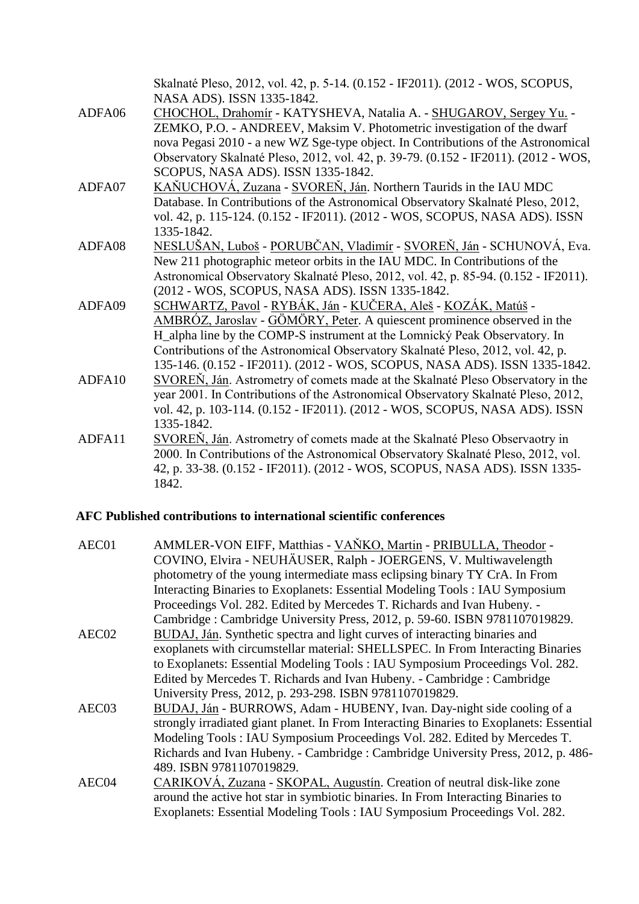Skalnaté Pleso, 2012, vol. 42, p. 5-14. (0.152 - IF2011). (2012 - WOS, SCOPUS, NASA ADS). ISSN 1335-1842.

ADFA06 CHOCHOL, Drahomír - KATYSHEVA, Natalia A. - SHUGAROV, Sergey Yu. - ZEMKO, P.O. - ANDREEV, Maksim V. Photometric investigation of the dwarf nova Pegasi 2010 - a new WZ Sge-type object. In Contributions of the Astronomical Observatory Skalnaté Pleso, 2012, vol. 42, p. 39-79. (0.152 - IF2011). (2012 - WOS, SCOPUS, NASA ADS). ISSN 1335-1842.

ADFA07 KAŇUCHOVÁ, Zuzana - SVOREŇ, Ján. Northern Taurids in the IAU MDC Database. In Contributions of the Astronomical Observatory Skalnaté Pleso, 2012, vol. 42, p. 115-124. (0.152 - IF2011). (2012 - WOS, SCOPUS, NASA ADS). ISSN 1335-1842.

ADFA08 NESLUŠAN, Luboš - PORUBČAN, Vladimír - SVOREŇ, Ján - SCHUNOVÁ, Eva. New 211 photographic meteor orbits in the IAU MDC. In Contributions of the Astronomical Observatory Skalnaté Pleso, 2012, vol. 42, p. 85-94. (0.152 - IF2011). (2012 - WOS, SCOPUS, NASA ADS). ISSN 1335-1842.

ADFA09 SCHWARTZ, Pavol - RYBÁK, Ján - KUČERA, Aleš - KOZÁK, Matúš - AMBRÓZ, Jaroslav - GÖMÖRY, Peter. A quiescent prominence observed in the H_alpha line by the COMP-S instrument at the Lomnický Peak Observatory. In Contributions of the Astronomical Observatory Skalnaté Pleso, 2012, vol. 42, p. 135-146. (0.152 - IF2011). (2012 - WOS, SCOPUS, NASA ADS). ISSN 1335-1842.

ADFA10 SVOREŇ, Ján. Astrometry of comets made at the Skalnaté Pleso Observatory in the year 2001. In Contributions of the Astronomical Observatory Skalnaté Pleso, 2012, vol. 42, p. 103-114. (0.152 - IF2011). (2012 - WOS, SCOPUS, NASA ADS). ISSN 1335-1842.

ADFA11 SVOREŇ, Ján. Astrometry of comets made at the Skalnaté Pleso Observaotry in 2000. In Contributions of the Astronomical Observatory Skalnaté Pleso, 2012, vol. 42, p. 33-38. (0.152 - IF2011). (2012 - WOS, SCOPUS, NASA ADS). ISSN 1335-1842.

## AFC Published contributions to international scientific conferences

AEC01 AMMLER-VON EIFF, Matthias - VAŇKO, Martin - PRIBULLA, Theodor - COVINO, Elvira - NEUHÄUSER, Ralph - JOERGENS, V. Multiwavelength photometry of the young intermediate mass eclipsing binary TY CrA. In From Interacting Binaries to Exoplanets: Essential Modeling Tools : IAU Symposium Proceedings Vol. 282. Edited by Mercedes T. Richards and Ivan Hubeny. - Cambridge : Cambridge University Press, 2012, p. 59-60. ISBN 9781107019829.

AEC02 BUDAJ, Ján. Synthetic spectra and light curves of interacting binaries and exoplanets with circumstellar material: SHELLSPEC. In From Interacting Binaries to Exoplanets: Essential Modeling Tools : IAU Symposium Proceedings Vol. 282. Edited by Mercedes T. Richards and Ivan Hubeny. - Cambridge : Cambridge University Press, 2012, p. 293-298. ISBN 9781107019829.

AEC03 BUDAJ, Ján - BURROWS, Adam - HUBENY, Ivan. Day-night side cooling of a strongly irradiated giant planet. In From Interacting Binaries to Exoplanets: Essential Modeling Tools : IAU Symposium Proceedings Vol. 282. Edited by Mercedes T. Richards and Ivan Hubeny. - Cambridge : Cambridge University Press, 2012, p. 486-489. ISBN 9781107019829.

AEC04 CARIKOVÁ, Zuzana - SKOPAL, Augustín. Creation of neutral disk-like zone around the active hot star in symbiotic binaries. In From Interacting Binaries to Exoplanets: Essential Modeling Tools : IAU Symposium Proceedings Vol. 282.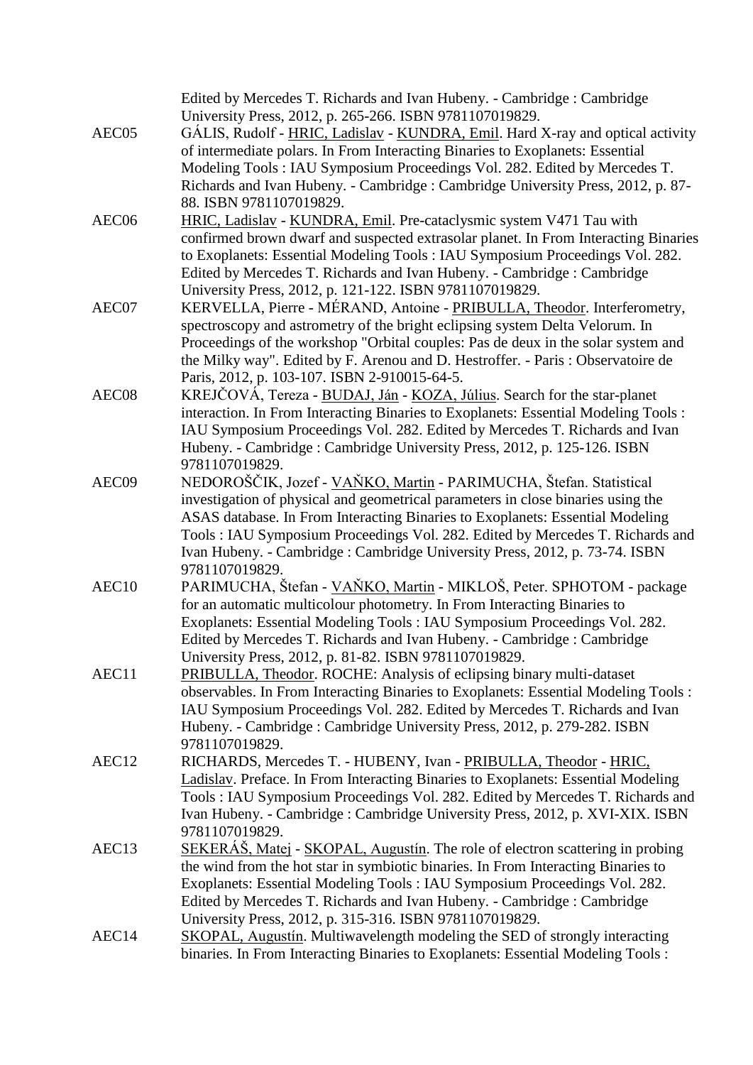Edited by Mercedes T. Richards and Ivan Hubeny. - Cambridge : Cambridge University Press, 2012, p. 265-266. ISBN 9781107019829.

AEC05 GÁLIS, Rudolf - HRIC, Ladislav - KUNDRA, Emil. Hard X-ray and optical activity of intermediate polars. In From Interacting Binaries to Exoplanets: Essential Modeling Tools : IAU Symposium Proceedings Vol. 282. Edited by Mercedes T. Richards and Ivan Hubeny. - Cambridge : Cambridge University Press, 2012, p. 87-88. ISBN 9781107019829.

AEC06 HRIC, Ladislav - KUNDRA, Emil. Pre-cataclysmic system V471 Tau with confirmed brown dwarf and suspected extrasolar planet. In From Interacting Binaries to Exoplanets: Essential Modeling Tools : IAU Symposium Proceedings Vol. 282. Edited by Mercedes T. Richards and Ivan Hubeny. - Cambridge : Cambridge University Press, 2012, p. 121-122. ISBN 9781107019829.

AEC07 KERVELLA, Pierre - MÉRAND, Antoine - PRIBULLA, Theodor. Interferometry, spectroscopy and astrometry of the bright eclipsing system Delta Velorum. In Proceedings of the workshop "Orbital couples: Pas de deux in the solar system and the Milky way". Edited by F. Arenou and D. Hestroffer. - Paris : Observatoire de Paris, 2012, p. 103-107. ISBN 2-910015-64-5.

AEC08 KREJČOVÁ, Tereza - BUDAJ, Ján - KOZA, Július. Search for the star-planet interaction. In From Interacting Binaries to Exoplanets: Essential Modeling Tools : IAU Symposium Proceedings Vol. 282. Edited by Mercedes T. Richards and Ivan Hubeny. - Cambridge : Cambridge University Press, 2012, p. 125-126. ISBN 9781107019829.

AEC09 NEDOROŠČIK, Jozef - VAŇKO, Martin - PARIMUCHA, Štefan. Statistical investigation of physical and geometrical parameters in close binaries using the ASAS database. In From Interacting Binaries to Exoplanets: Essential Modeling Tools : IAU Symposium Proceedings Vol. 282. Edited by Mercedes T. Richards and Ivan Hubeny. - Cambridge : Cambridge University Press, 2012, p. 73-74. ISBN 9781107019829.

AEC10 PARIMUCHA, Štefan - VAŇKO, Martin - MIKLOŠ, Peter. SPHOTOM - package for an automatic multicolour photometry. In From Interacting Binaries to Exoplanets: Essential Modeling Tools : IAU Symposium Proceedings Vol. 282. Edited by Mercedes T. Richards and Ivan Hubeny. - Cambridge : Cambridge University Press, 2012, p. 81-82. ISBN 9781107019829.

AEC11 PRIBULLA, Theodor. ROCHE: Analysis of eclipsing binary multi-dataset observables. In From Interacting Binaries to Exoplanets: Essential Modeling Tools : IAU Symposium Proceedings Vol. 282. Edited by Mercedes T. Richards and Ivan Hubeny. - Cambridge : Cambridge University Press, 2012, p. 279-282. ISBN 9781107019829.

AEC12 RICHARDS, Mercedes T. - HUBENY, Ivan - PRIBULLA, Theodor - HRIC, Ladislav. Preface. In From Interacting Binaries to Exoplanets: Essential Modeling Tools : IAU Symposium Proceedings Vol. 282. Edited by Mercedes T. Richards and Ivan Hubeny. - Cambridge : Cambridge University Press, 2012, p. XVI-XIX. ISBN 9781107019829.

AEC13 SEKERÁŠ, Matej - SKOPAL, Augustín. The role of electron scattering in probing the wind from the hot star in symbiotic binaries. In From Interacting Binaries to Exoplanets: Essential Modeling Tools : IAU Symposium Proceedings Vol. 282. Edited by Mercedes T. Richards and Ivan Hubeny. - Cambridge : Cambridge University Press, 2012, p. 315-316. ISBN 9781107019829.

AEC14 SKOPAL, Augustín. Multiwavelength modeling the SED of strongly interacting binaries. In From Interacting Binaries to Exoplanets: Essential Modeling Tools :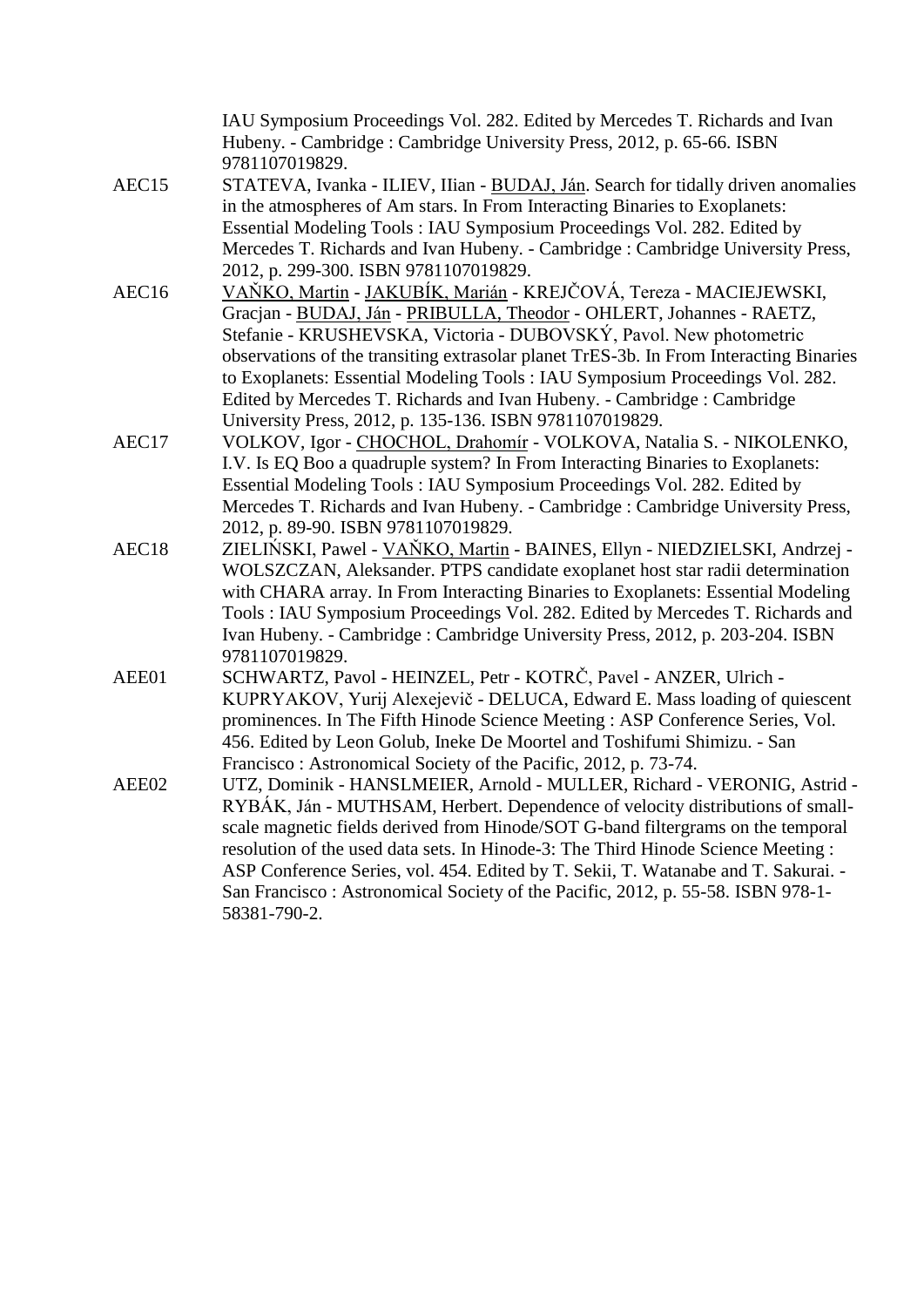IAU Symposium Proceedings Vol. 282. Edited by Mercedes T. Richards and Ivan Hubeny. - Cambridge : Cambridge University Press, 2012, p. 65-66. ISBN 9781107019829.

AEC15 STATEVA, Ivanka - ILIEV, IIian - BUDAJ, Ján. Search for tidally driven anomalies in the atmospheres of Am stars. In From Interacting Binaries to Exoplanets: Essential Modeling Tools : IAU Symposium Proceedings Vol. 282. Edited by Mercedes T. Richards and Ivan Hubeny. - Cambridge : Cambridge University Press, 2012, p. 299-300. ISBN 9781107019829.

AEC16 VAŇKO, Martin - JAKUBÍK, Marián - KREJČOVÁ, Tereza - MACIEJEWSKI, Gracjan - BUDAJ, Ján - PRIBULLA, Theodor - OHLERT, Johannes - RAETZ, Stefanie - KRUSHEVSKA, Victoria - DUBOVSKÝ, Pavol. New photometric observations of the transiting extrasolar planet TrES-3b. In From Interacting Binaries to Exoplanets: Essential Modeling Tools : IAU Symposium Proceedings Vol. 282. Edited by Mercedes T. Richards and Ivan Hubeny. - Cambridge : Cambridge University Press, 2012, p. 135-136. ISBN 9781107019829.

AEC17 VOLKOV, Igor - CHOCHOL, Drahomír - VOLKOVA, Natalia S. - NIKOLENKO, I.V. Is EQ Boo a quadruple system? In From Interacting Binaries to Exoplanets: Essential Modeling Tools : IAU Symposium Proceedings Vol. 282. Edited by Mercedes T. Richards and Ivan Hubeny. - Cambridge : Cambridge University Press, 2012, p. 89-90. ISBN 9781107019829.

AEC18 ZIELIŃSKI, Pawel - VAŇKO, Martin - BAINES, Ellyn - NIEDZIELSKI, Andrzej - WOLSZCZAN, Aleksander. PTPS candidate exoplanet host star radii determination with CHARA array. In From Interacting Binaries to Exoplanets: Essential Modeling Tools : IAU Symposium Proceedings Vol. 282. Edited by Mercedes T. Richards and Ivan Hubeny. - Cambridge : Cambridge University Press, 2012, p. 203-204. ISBN 9781107019829.

AEE01 SCHWARTZ, Pavol - HEINZEL, Petr - KOTRČ, Pavel - ANZER, Ulrich - KUPRYAKOV, Yurij Alexejevič - DELUCA, Edward E. Mass loading of quiescent prominences. In The Fifth Hinode Science Meeting : ASP Conference Series, Vol. 456. Edited by Leon Golub, Ineke De Moortel and Toshifumi Shimizu. - San Francisco : Astronomical Society of the Pacific, 2012, p. 73-74.

AEE02 UTZ, Dominik - HANSLMEIER, Arnold - MULLER, Richard - VERONIG, Astrid - RYBÁK, Ján - MUTHSAM, Herbert. Dependence of velocity distributions of small-scale magnetic fields derived from Hinode/SOT G-band filtergrams on the temporal resolution of the used data sets. In Hinode-3: The Third Hinode Science Meeting : ASP Conference Series, vol. 454. Edited by T. Sekii, T. Watanabe and T. Sakurai. - San Francisco : Astronomical Society of the Pacific, 2012, p. 55-58. ISBN 978-1-58381-790-2.